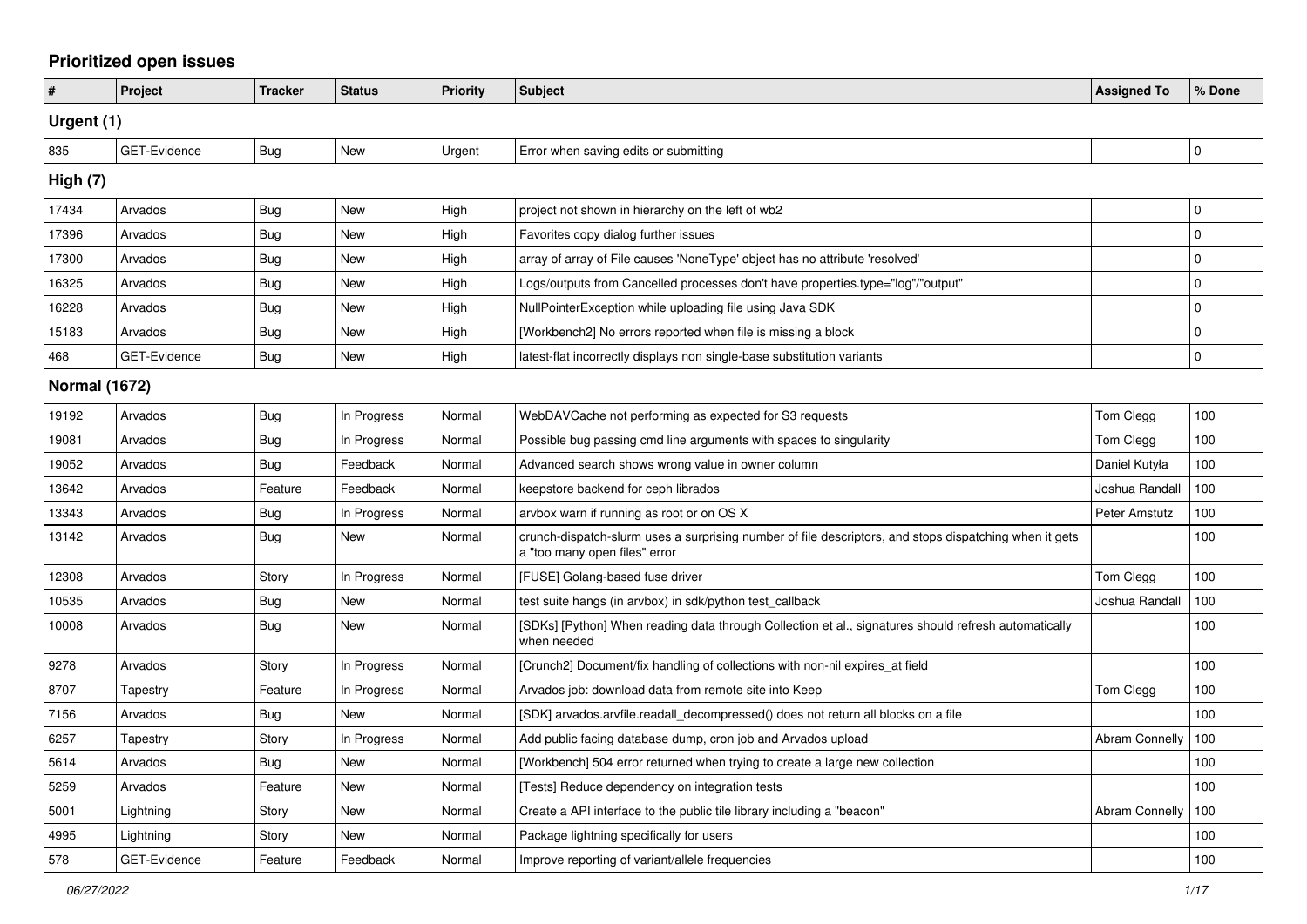# Prioritized open issues

| # | Project | Tracker | Status | Priority | Subject | Assigned To | % Done |
|---|---|---|---|---|---|---|---|
| **Urgent (1)** | | | | | | | |
| 835 | GET-Evidence | Bug | New | Urgent | Error when saving edits or submitting | | 0 |
| **High (7)** | | | | | | | |
| 17434 | Arvados | Bug | New | High | project not shown in hierarchy on the left of wb2 | | 0 |
| 17396 | Arvados | Bug | New | High | Favorites copy dialog further issues | | 0 |
| 17300 | Arvados | Bug | New | High | array of array of File causes 'NoneType' object has no attribute 'resolved' | | 0 |
| 16325 | Arvados | Bug | New | High | Logs/outputs from Cancelled processes don't have properties.type="log"/"output" | | 0 |
| 16228 | Arvados | Bug | New | High | NullPointerException while uploading file using Java SDK | | 0 |
| 15183 | Arvados | Bug | New | High | [Workbench2] No errors reported when file is missing a block | | 0 |
| 468 | GET-Evidence | Bug | New | High | latest-flat incorrectly displays non single-base substitution variants | | 0 |
| **Normal (1672)** | | | | | | | |
| 19192 | Arvados | Bug | In Progress | Normal | WebDAVCache not performing as expected for S3 requests | Tom Clegg | 100 |
| 19081 | Arvados | Bug | In Progress | Normal | Possible bug passing cmd line arguments with spaces to singularity | Tom Clegg | 100 |
| 19052 | Arvados | Bug | Feedback | Normal | Advanced search shows wrong value in owner column | Daniel Kutyła | 100 |
| 13642 | Arvados | Feature | Feedback | Normal | keepstore backend for ceph librados | Joshua Randall | 100 |
| 13343 | Arvados | Bug | In Progress | Normal | arvbox warn if running as root or on OS X | Peter Amstutz | 100 |
| 13142 | Arvados | Bug | New | Normal | crunch-dispatch-slurm uses a surprising number of file descriptors, and stops dispatching when it gets a "too many open files" error | | 100 |
| 12308 | Arvados | Story | In Progress | Normal | [FUSE] Golang-based fuse driver | Tom Clegg | 100 |
| 10535 | Arvados | Bug | New | Normal | test suite hangs (in arvbox) in sdk/python test_callback | Joshua Randall | 100 |
| 10008 | Arvados | Bug | New | Normal | [SDKs] [Python] When reading data through Collection et al., signatures should refresh automatically when needed | | 100 |
| 9278 | Arvados | Story | In Progress | Normal | [Crunch2] Document/fix handling of collections with non-nil expires_at field | | 100 |
| 8707 | Tapestry | Feature | In Progress | Normal | Arvados job: download data from remote site into Keep | Tom Clegg | 100 |
| 7156 | Arvados | Bug | New | Normal | [SDK] arvados.arvfile.readall_decompressed() does not return all blocks on a file | | 100 |
| 6257 | Tapestry | Story | In Progress | Normal | Add public facing database dump, cron job and Arvados upload | Abram Connelly | 100 |
| 5614 | Arvados | Bug | New | Normal | [Workbench] 504 error returned when trying to create a large new collection | | 100 |
| 5259 | Arvados | Feature | New | Normal | [Tests] Reduce dependency on integration tests | | 100 |
| 5001 | Lightning | Story | New | Normal | Create a API interface to the public tile library including a "beacon" | Abram Connelly | 100 |
| 4995 | Lightning | Story | New | Normal | Package lightning specifically for users | | 100 |
| 578 | GET-Evidence | Feature | Feedback | Normal | Improve reporting of variant/allele frequencies | | 100 |

*06/27/2022*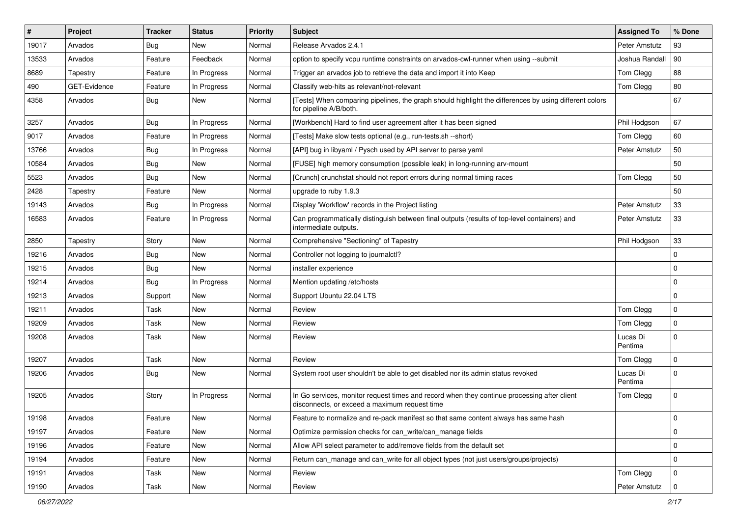| # | Project | Tracker | Status | Priority | Subject | Assigned To | % Done |
|---|---|---|---|---|---|---|---|
| 19017 | Arvados | Bug | New | Normal | Release Arvados 2.4.1 | Peter Amstutz | 93 |
| 13533 | Arvados | Feature | Feedback | Normal | option to specify vcpu runtime constraints on arvados-cwl-runner when using --submit | Joshua Randall | 90 |
| 8689 | Tapestry | Feature | In Progress | Normal | Trigger an arvados job to retrieve the data and import it into Keep | Tom Clegg | 88 |
| 490 | GET-Evidence | Feature | In Progress | Normal | Classify web-hits as relevant/not-relevant | Tom Clegg | 80 |
| 4358 | Arvados | Bug | New | Normal | [Tests] When comparing pipelines, the graph should highlight the differences by using different colors for pipeline A/B/both. | | 67 |
| 3257 | Arvados | Bug | In Progress | Normal | [Workbench] Hard to find user agreement after it has been signed | Phil Hodgson | 67 |
| 9017 | Arvados | Feature | In Progress | Normal | [Tests] Make slow tests optional (e.g., run-tests.sh --short) | Tom Clegg | 60 |
| 13766 | Arvados | Bug | In Progress | Normal | [API] bug in libyaml / Pysch used by API server to parse yaml | Peter Amstutz | 50 |
| 10584 | Arvados | Bug | New | Normal | [FUSE] high memory consumption (possible leak) in long-running arv-mount | | 50 |
| 5523 | Arvados | Bug | New | Normal | [Crunch] crunchstat should not report errors during normal timing races | Tom Clegg | 50 |
| 2428 | Tapestry | Feature | New | Normal | upgrade to ruby 1.9.3 | | 50 |
| 19143 | Arvados | Bug | In Progress | Normal | Display 'Workflow' records in the Project listing | Peter Amstutz | 33 |
| 16583 | Arvados | Feature | In Progress | Normal | Can programmatically distinguish between final outputs (results of top-level containers) and intermediate outputs. | Peter Amstutz | 33 |
| 2850 | Tapestry | Story | New | Normal | Comprehensive "Sectioning" of Tapestry | Phil Hodgson | 33 |
| 19216 | Arvados | Bug | New | Normal | Controller not logging to journalctl? | | 0 |
| 19215 | Arvados | Bug | New | Normal | installer experience | | 0 |
| 19214 | Arvados | Bug | In Progress | Normal | Mention updating /etc/hosts | | 0 |
| 19213 | Arvados | Support | New | Normal | Support Ubuntu 22.04 LTS | | 0 |
| 19211 | Arvados | Task | New | Normal | Review | Tom Clegg | 0 |
| 19209 | Arvados | Task | New | Normal | Review | Tom Clegg | 0 |
| 19208 | Arvados | Task | New | Normal | Review | Lucas Di Pentima | 0 |
| 19207 | Arvados | Task | New | Normal | Review | Tom Clegg | 0 |
| 19206 | Arvados | Bug | New | Normal | System root user shouldn't be able to get disabled nor its admin status revoked | Lucas Di Pentima | 0 |
| 19205 | Arvados | Story | In Progress | Normal | In Go services, monitor request times and record when they continue processing after client disconnects, or exceed a maximum request time | Tom Clegg | 0 |
| 19198 | Arvados | Feature | New | Normal | Feature to normalize and re-pack manifest so that same content always has same hash | | 0 |
| 19197 | Arvados | Feature | New | Normal | Optimize permission checks for can_write/can_manage fields | | 0 |
| 19196 | Arvados | Feature | New | Normal | Allow API select parameter to add/remove fields from the default set | | 0 |
| 19194 | Arvados | Feature | New | Normal | Return can_manage and can_write for all object types (not just users/groups/projects) | | 0 |
| 19191 | Arvados | Task | New | Normal | Review | Tom Clegg | 0 |
| 19190 | Arvados | Task | New | Normal | Review | Peter Amstutz | 0 |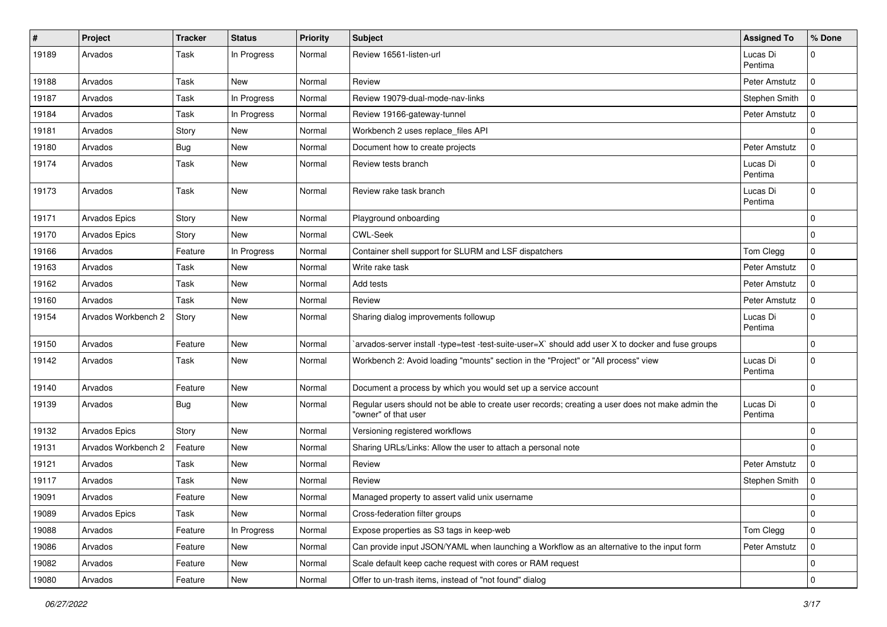| # | Project | Tracker | Status | Priority | Subject | Assigned To | % Done |
|---|---|---|---|---|---|---|---|
| 19189 | Arvados | Task | In Progress | Normal | Review 16561-listen-url | Lucas Di Pentima | 0 |
| 19188 | Arvados | Task | New | Normal | Review | Peter Amstutz | 0 |
| 19187 | Arvados | Task | In Progress | Normal | Review 19079-dual-mode-nav-links | Stephen Smith | 0 |
| 19184 | Arvados | Task | In Progress | Normal | Review 19166-gateway-tunnel | Peter Amstutz | 0 |
| 19181 | Arvados | Story | New | Normal | Workbench 2 uses replace_files API | | 0 |
| 19180 | Arvados | Bug | New | Normal | Document how to create projects | Peter Amstutz | 0 |
| 19174 | Arvados | Task | New | Normal | Review tests branch | Lucas Di Pentima | 0 |
| 19173 | Arvados | Task | New | Normal | Review rake task branch | Lucas Di Pentima | 0 |
| 19171 | Arvados Epics | Story | New | Normal | Playground onboarding | | 0 |
| 19170 | Arvados Epics | Story | New | Normal | CWL-Seek | | 0 |
| 19166 | Arvados | Feature | In Progress | Normal | Container shell support for SLURM and LSF dispatchers | Tom Clegg | 0 |
| 19163 | Arvados | Task | New | Normal | Write rake task | Peter Amstutz | 0 |
| 19162 | Arvados | Task | New | Normal | Add tests | Peter Amstutz | 0 |
| 19160 | Arvados | Task | New | Normal | Review | Peter Amstutz | 0 |
| 19154 | Arvados Workbench 2 | Story | New | Normal | Sharing dialog improvements followup | Lucas Di Pentima | 0 |
| 19150 | Arvados | Feature | New | Normal | `arvados-server install -type=test -test-suite-user=X` should add user X to docker and fuse groups | | 0 |
| 19142 | Arvados | Task | New | Normal | Workbench 2: Avoid loading "mounts" section in the "Project" or "All process" view | Lucas Di Pentima | 0 |
| 19140 | Arvados | Feature | New | Normal | Document a process by which you would set up a service account | | 0 |
| 19139 | Arvados | Bug | New | Normal | Regular users should not be able to create user records; creating a user does not make admin the "owner" of that user | Lucas Di Pentima | 0 |
| 19132 | Arvados Epics | Story | New | Normal | Versioning registered workflows | | 0 |
| 19131 | Arvados Workbench 2 | Feature | New | Normal | Sharing URLs/Links: Allow the user to attach a personal note | | 0 |
| 19121 | Arvados | Task | New | Normal | Review | Peter Amstutz | 0 |
| 19117 | Arvados | Task | New | Normal | Review | Stephen Smith | 0 |
| 19091 | Arvados | Feature | New | Normal | Managed property to assert valid unix username | | 0 |
| 19089 | Arvados Epics | Task | New | Normal | Cross-federation filter groups | | 0 |
| 19088 | Arvados | Feature | In Progress | Normal | Expose properties as S3 tags in keep-web | Tom Clegg | 0 |
| 19086 | Arvados | Feature | New | Normal | Can provide input JSON/YAML when launching a Workflow as an alternative to the input form | Peter Amstutz | 0 |
| 19082 | Arvados | Feature | New | Normal | Scale default keep cache request with cores or RAM request | | 0 |
| 19080 | Arvados | Feature | New | Normal | Offer to un-trash items, instead of "not found" dialog | | 0 |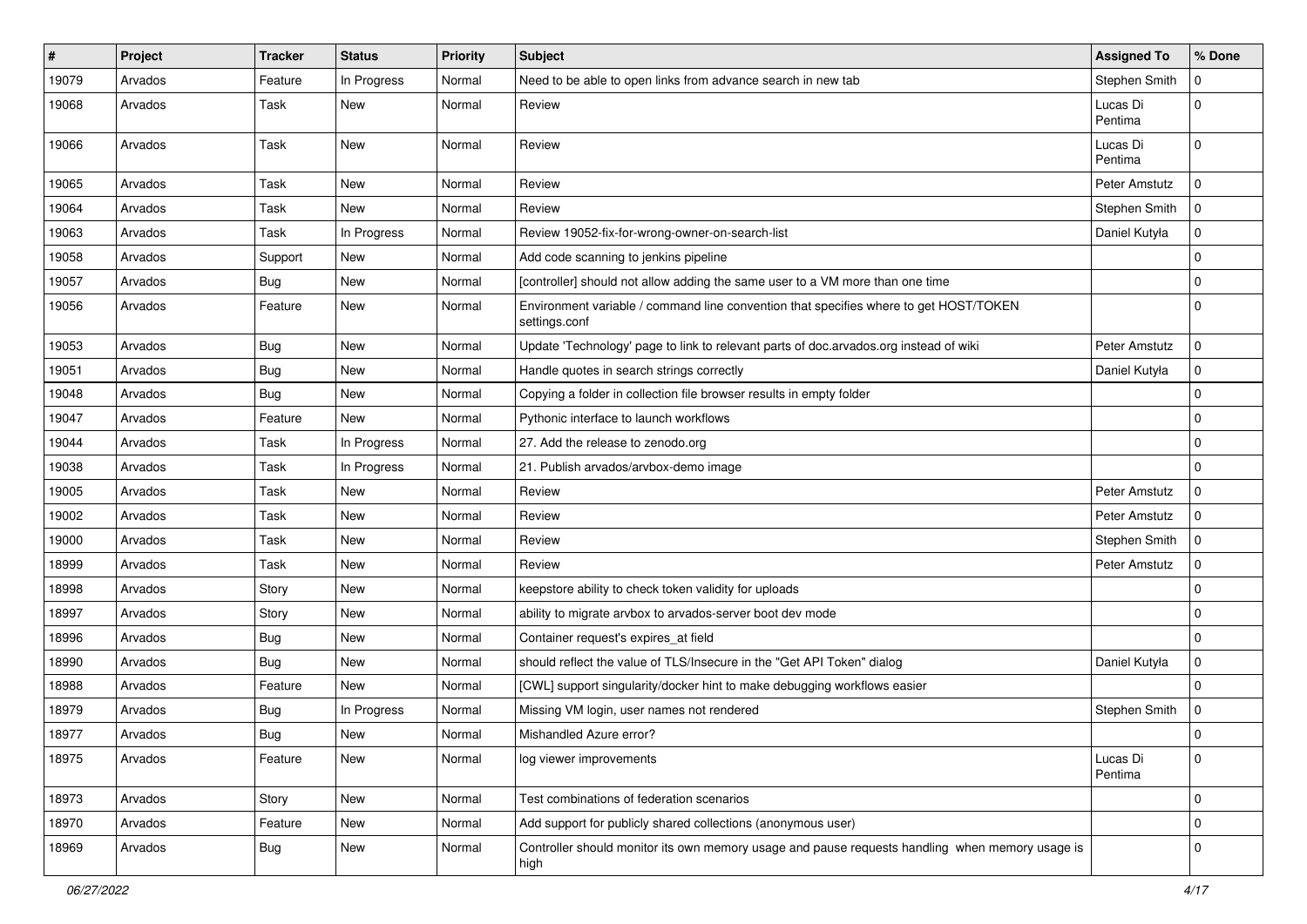| # | Project | Tracker | Status | Priority | Subject | Assigned To | % Done |
|---|---|---|---|---|---|---|---|
| 19079 | Arvados | Feature | In Progress | Normal | Need to be able to open links from advance search in new tab | Stephen Smith | 0 |
| 19068 | Arvados | Task | New | Normal | Review | Lucas Di Pentima | 0 |
| 19066 | Arvados | Task | New | Normal | Review | Lucas Di Pentima | 0 |
| 19065 | Arvados | Task | New | Normal | Review | Peter Amstutz | 0 |
| 19064 | Arvados | Task | New | Normal | Review | Stephen Smith | 0 |
| 19063 | Arvados | Task | In Progress | Normal | Review 19052-fix-for-wrong-owner-on-search-list | Daniel Kutyła | 0 |
| 19058 | Arvados | Support | New | Normal | Add code scanning to jenkins pipeline | | 0 |
| 19057 | Arvados | Bug | New | Normal | [controller] should not allow adding the same user to a VM more than one time | | 0 |
| 19056 | Arvados | Feature | New | Normal | Environment variable / command line convention that specifies where to get HOST/TOKEN settings.conf | | 0 |
| 19053 | Arvados | Bug | New | Normal | Update 'Technology' page to link to relevant parts of doc.arvados.org instead of wiki | Peter Amstutz | 0 |
| 19051 | Arvados | Bug | New | Normal | Handle quotes in search strings correctly | Daniel Kutyła | 0 |
| 19048 | Arvados | Bug | New | Normal | Copying a folder in collection file browser results in empty folder | | 0 |
| 19047 | Arvados | Feature | New | Normal | Pythonic interface to launch workflows | | 0 |
| 19044 | Arvados | Task | In Progress | Normal | 27. Add the release to zenodo.org | | 0 |
| 19038 | Arvados | Task | In Progress | Normal | 21. Publish arvados/arvbox-demo image | | 0 |
| 19005 | Arvados | Task | New | Normal | Review | Peter Amstutz | 0 |
| 19002 | Arvados | Task | New | Normal | Review | Peter Amstutz | 0 |
| 19000 | Arvados | Task | New | Normal | Review | Stephen Smith | 0 |
| 18999 | Arvados | Task | New | Normal | Review | Peter Amstutz | 0 |
| 18998 | Arvados | Story | New | Normal | keepstore ability to check token validity for uploads | | 0 |
| 18997 | Arvados | Story | New | Normal | ability to migrate arvbox to arvados-server boot dev mode | | 0 |
| 18996 | Arvados | Bug | New | Normal | Container request's expires_at field | | 0 |
| 18990 | Arvados | Bug | New | Normal | should reflect the value of TLS/Insecure in the "Get API Token" dialog | Daniel Kutyła | 0 |
| 18988 | Arvados | Feature | New | Normal | [CWL] support singularity/docker hint to make debugging workflows easier | | 0 |
| 18979 | Arvados | Bug | In Progress | Normal | Missing VM login, user names not rendered | Stephen Smith | 0 |
| 18977 | Arvados | Bug | New | Normal | Mishandled Azure error? | | 0 |
| 18975 | Arvados | Feature | New | Normal | log viewer improvements | Lucas Di Pentima | 0 |
| 18973 | Arvados | Story | New | Normal | Test combinations of federation scenarios | | 0 |
| 18970 | Arvados | Feature | New | Normal | Add support for publicly shared collections (anonymous user) | | 0 |
| 18969 | Arvados | Bug | New | Normal | Controller should monitor its own memory usage and pause requests handling when memory usage is high | | 0 |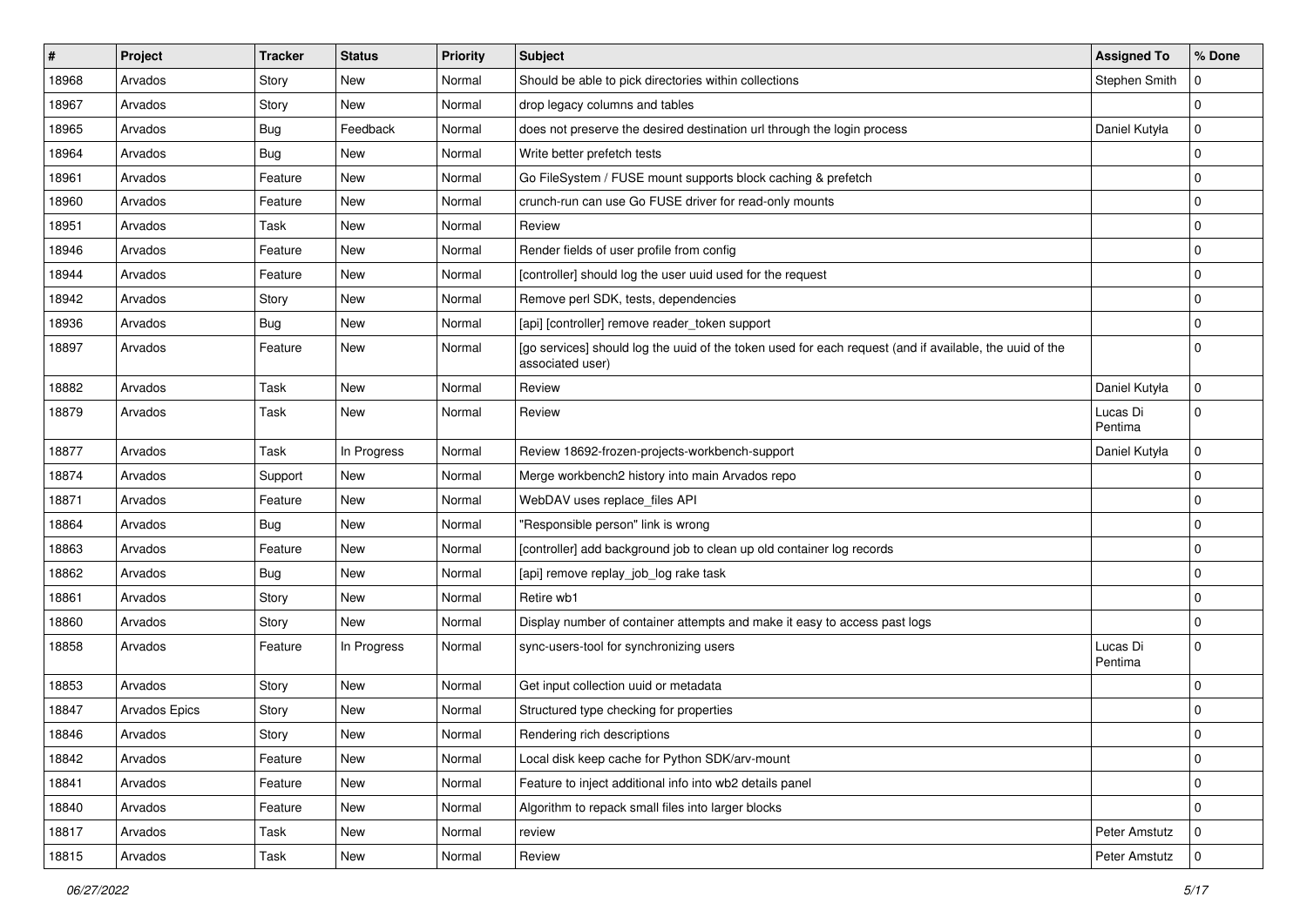| # | Project | Tracker | Status | Priority | Subject | Assigned To | % Done |
|---|---|---|---|---|---|---|---|
| 18968 | Arvados | Story | New | Normal | Should be able to pick directories within collections | Stephen Smith | 0 |
| 18967 | Arvados | Story | New | Normal | drop legacy columns and tables | | 0 |
| 18965 | Arvados | Bug | Feedback | Normal | does not preserve the desired destination url through the login process | Daniel Kutyła | 0 |
| 18964 | Arvados | Bug | New | Normal | Write better prefetch tests | | 0 |
| 18961 | Arvados | Feature | New | Normal | Go FileSystem / FUSE mount supports block caching & prefetch | | 0 |
| 18960 | Arvados | Feature | New | Normal | crunch-run can use Go FUSE driver for read-only mounts | | 0 |
| 18951 | Arvados | Task | New | Normal | Review | | 0 |
| 18946 | Arvados | Feature | New | Normal | Render fields of user profile from config | | 0 |
| 18944 | Arvados | Feature | New | Normal | [controller] should log the user uuid used for the request | | 0 |
| 18942 | Arvados | Story | New | Normal | Remove perl SDK, tests, dependencies | | 0 |
| 18936 | Arvados | Bug | New | Normal | [api] [controller] remove reader_token support | | 0 |
| 18897 | Arvados | Feature | New | Normal | [go services] should log the uuid of the token used for each request (and if available, the uuid of the associated user) | | 0 |
| 18882 | Arvados | Task | New | Normal | Review | Daniel Kutyła | 0 |
| 18879 | Arvados | Task | New | Normal | Review | Lucas Di Pentima | 0 |
| 18877 | Arvados | Task | In Progress | Normal | Review 18692-frozen-projects-workbench-support | Daniel Kutyła | 0 |
| 18874 | Arvados | Support | New | Normal | Merge workbench2 history into main Arvados repo | | 0 |
| 18871 | Arvados | Feature | New | Normal | WebDAV uses replace_files API | | 0 |
| 18864 | Arvados | Bug | New | Normal | "Responsible person" link is wrong | | 0 |
| 18863 | Arvados | Feature | New | Normal | [controller] add background job to clean up old container log records | | 0 |
| 18862 | Arvados | Bug | New | Normal | [api] remove replay_job_log rake task | | 0 |
| 18861 | Arvados | Story | New | Normal | Retire wb1 | | 0 |
| 18860 | Arvados | Story | New | Normal | Display number of container attempts and make it easy to access past logs | | 0 |
| 18858 | Arvados | Feature | In Progress | Normal | sync-users-tool for synchronizing users | Lucas Di Pentima | 0 |
| 18853 | Arvados | Story | New | Normal | Get input collection uuid or metadata | | 0 |
| 18847 | Arvados Epics | Story | New | Normal | Structured type checking for properties | | 0 |
| 18846 | Arvados | Story | New | Normal | Rendering rich descriptions | | 0 |
| 18842 | Arvados | Feature | New | Normal | Local disk keep cache for Python SDK/arv-mount | | 0 |
| 18841 | Arvados | Feature | New | Normal | Feature to inject additional info into wb2 details panel | | 0 |
| 18840 | Arvados | Feature | New | Normal | Algorithm to repack small files into larger blocks | | 0 |
| 18817 | Arvados | Task | New | Normal | review | Peter Amstutz | 0 |
| 18815 | Arvados | Task | New | Normal | Review | Peter Amstutz | 0 |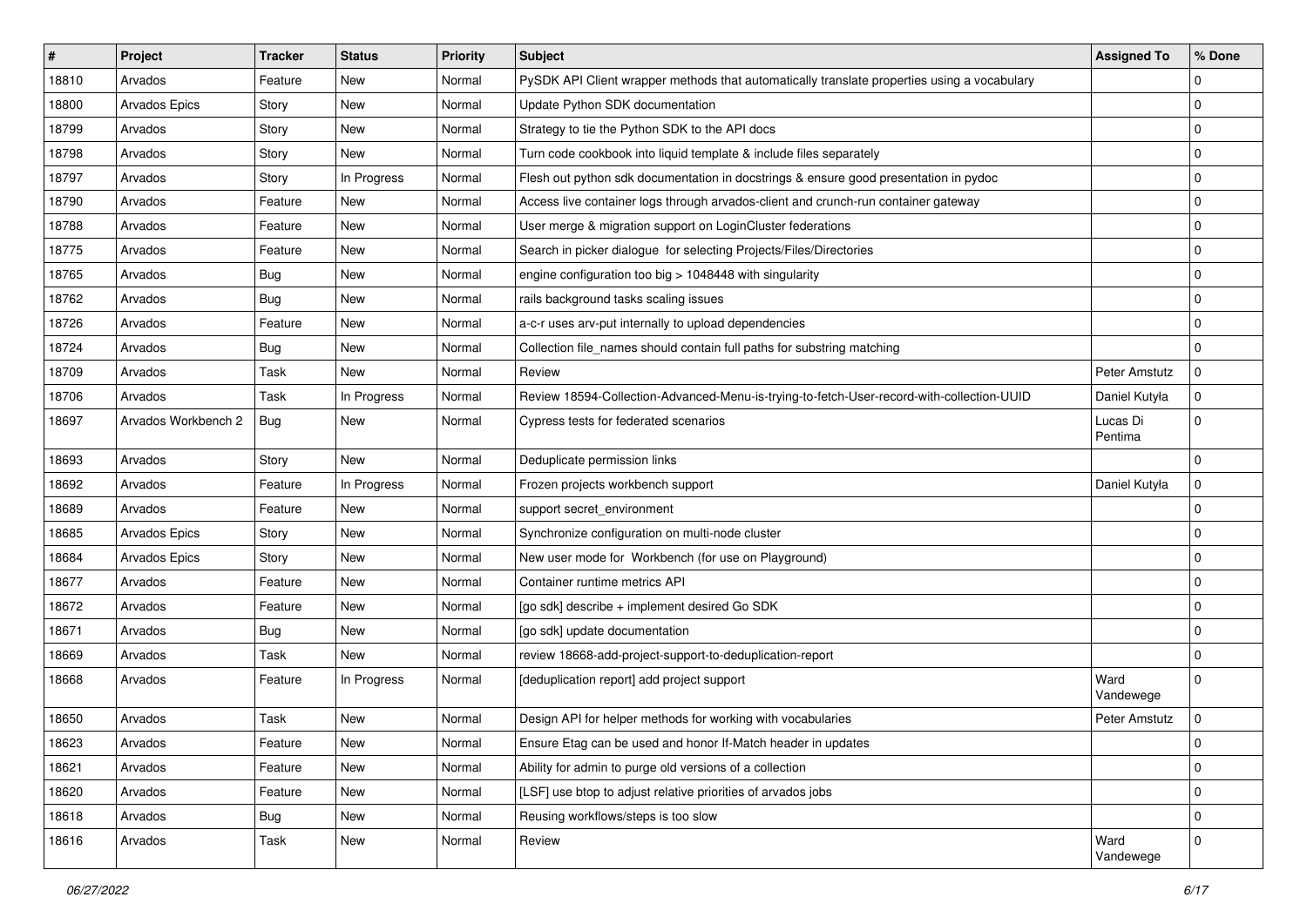| # | Project | Tracker | Status | Priority | Subject | Assigned To | % Done |
|---|---|---|---|---|---|---|---|
| 18810 | Arvados | Feature | New | Normal | PySDK API Client wrapper methods that automatically translate properties using a vocabulary | | 0 |
| 18800 | Arvados Epics | Story | New | Normal | Update Python SDK documentation | | 0 |
| 18799 | Arvados | Story | New | Normal | Strategy to tie the Python SDK to the API docs | | 0 |
| 18798 | Arvados | Story | New | Normal | Turn code cookbook into liquid template & include files separately | | 0 |
| 18797 | Arvados | Story | In Progress | Normal | Flesh out python sdk documentation in docstrings & ensure good presentation in pydoc | | 0 |
| 18790 | Arvados | Feature | New | Normal | Access live container logs through arvados-client and crunch-run container gateway | | 0 |
| 18788 | Arvados | Feature | New | Normal | User merge & migration support on LoginCluster federations | | 0 |
| 18775 | Arvados | Feature | New | Normal | Search in picker dialogue for selecting Projects/Files/Directories | | 0 |
| 18765 | Arvados | Bug | New | Normal | engine configuration too big > 1048448 with singularity | | 0 |
| 18762 | Arvados | Bug | New | Normal | rails background tasks scaling issues | | 0 |
| 18726 | Arvados | Feature | New | Normal | a-c-r uses arv-put internally to upload dependencies | | 0 |
| 18724 | Arvados | Bug | New | Normal | Collection file_names should contain full paths for substring matching | | 0 |
| 18709 | Arvados | Task | New | Normal | Review | Peter Amstutz | 0 |
| 18706 | Arvados | Task | In Progress | Normal | Review 18594-Collection-Advanced-Menu-is-trying-to-fetch-User-record-with-collection-UUID | Daniel Kutyła | 0 |
| 18697 | Arvados Workbench 2 | Bug | New | Normal | Cypress tests for federated scenarios | Lucas Di Pentima | 0 |
| 18693 | Arvados | Story | New | Normal | Deduplicate permission links | | 0 |
| 18692 | Arvados | Feature | In Progress | Normal | Frozen projects workbench support | Daniel Kutyła | 0 |
| 18689 | Arvados | Feature | New | Normal | support secret_environment | | 0 |
| 18685 | Arvados Epics | Story | New | Normal | Synchronize configuration on multi-node cluster | | 0 |
| 18684 | Arvados Epics | Story | New | Normal | New user mode for Workbench (for use on Playground) | | 0 |
| 18677 | Arvados | Feature | New | Normal | Container runtime metrics API | | 0 |
| 18672 | Arvados | Feature | New | Normal | [go sdk] describe + implement desired Go SDK | | 0 |
| 18671 | Arvados | Bug | New | Normal | [go sdk] update documentation | | 0 |
| 18669 | Arvados | Task | New | Normal | review 18668-add-project-support-to-deduplication-report | | 0 |
| 18668 | Arvados | Feature | In Progress | Normal | [deduplication report] add project support | Ward Vandewege | 0 |
| 18650 | Arvados | Task | New | Normal | Design API for helper methods for working with vocabularies | Peter Amstutz | 0 |
| 18623 | Arvados | Feature | New | Normal | Ensure Etag can be used and honor If-Match header in updates | | 0 |
| 18621 | Arvados | Feature | New | Normal | Ability for admin to purge old versions of a collection | | 0 |
| 18620 | Arvados | Feature | New | Normal | [LSF] use btop to adjust relative priorities of arvados jobs | | 0 |
| 18618 | Arvados | Bug | New | Normal | Reusing workflows/steps is too slow | | 0 |
| 18616 | Arvados | Task | New | Normal | Review | Ward Vandewege | 0 |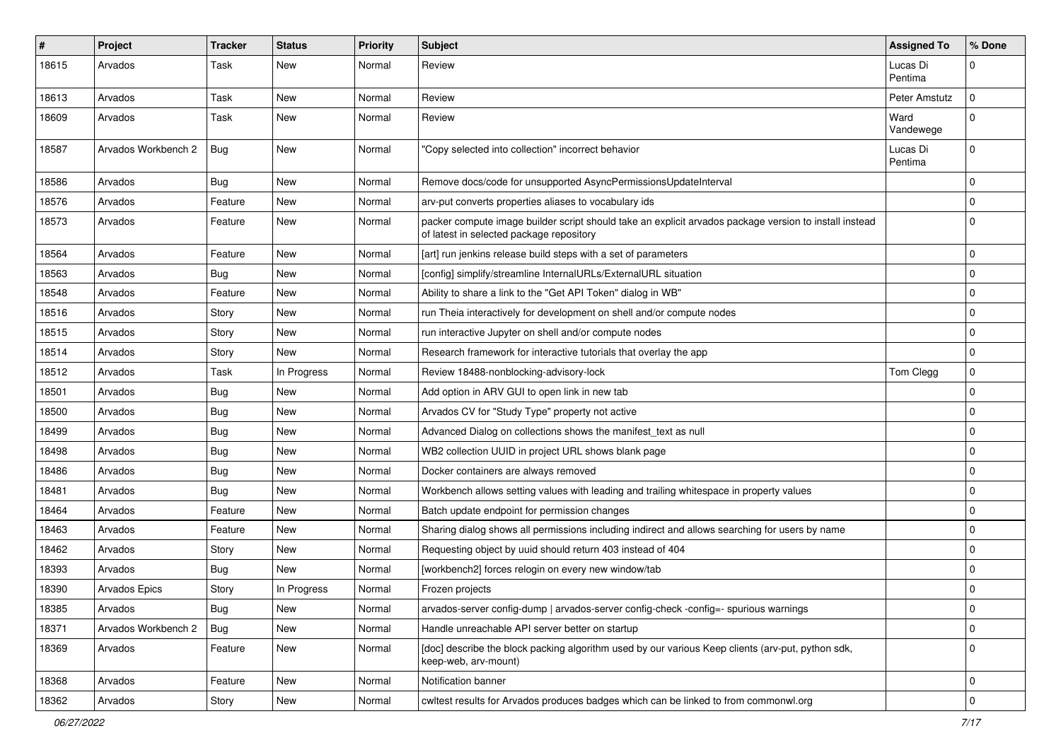| # | Project | Tracker | Status | Priority | Subject | Assigned To | % Done |
|---|---|---|---|---|---|---|---|
| 18615 | Arvados | Task | New | Normal | Review | Lucas Di Pentima | 0 |
| 18613 | Arvados | Task | New | Normal | Review | Peter Amstutz | 0 |
| 18609 | Arvados | Task | New | Normal | Review | Ward Vandewege | 0 |
| 18587 | Arvados Workbench 2 | Bug | New | Normal | "Copy selected into collection" incorrect behavior | Lucas Di Pentima | 0 |
| 18586 | Arvados | Bug | New | Normal | Remove docs/code for unsupported AsyncPermissionsUpdateInterval | | 0 |
| 18576 | Arvados | Feature | New | Normal | arv-put converts properties aliases to vocabulary ids | | 0 |
| 18573 | Arvados | Feature | New | Normal | packer compute image builder script should take an explicit arvados package version to install instead of latest in selected package repository | | 0 |
| 18564 | Arvados | Feature | New | Normal | [art] run jenkins release build steps with a set of parameters | | 0 |
| 18563 | Arvados | Bug | New | Normal | [config] simplify/streamline InternalURLs/ExternalURL situation | | 0 |
| 18548 | Arvados | Feature | New | Normal | Ability to share a link to the "Get API Token" dialog in WB" | | 0 |
| 18516 | Arvados | Story | New | Normal | run Theia interactively for development on shell and/or compute nodes | | 0 |
| 18515 | Arvados | Story | New | Normal | run interactive Jupyter on shell and/or compute nodes | | 0 |
| 18514 | Arvados | Story | New | Normal | Research framework for interactive tutorials that overlay the app | | 0 |
| 18512 | Arvados | Task | In Progress | Normal | Review 18488-nonblocking-advisory-lock | Tom Clegg | 0 |
| 18501 | Arvados | Bug | New | Normal | Add option in ARV GUI to open link in new tab | | 0 |
| 18500 | Arvados | Bug | New | Normal | Arvados CV for "Study Type" property not active | | 0 |
| 18499 | Arvados | Bug | New | Normal | Advanced Dialog on collections shows the manifest_text as null | | 0 |
| 18498 | Arvados | Bug | New | Normal | WB2 collection UUID in project URL shows blank page | | 0 |
| 18486 | Arvados | Bug | New | Normal | Docker containers are always removed | | 0 |
| 18481 | Arvados | Bug | New | Normal | Workbench allows setting values with leading and trailing whitespace in property values | | 0 |
| 18464 | Arvados | Feature | New | Normal | Batch update endpoint for permission changes | | 0 |
| 18463 | Arvados | Feature | New | Normal | Sharing dialog shows all permissions including indirect and allows searching for users by name | | 0 |
| 18462 | Arvados | Story | New | Normal | Requesting object by uuid should return 403 instead of 404 | | 0 |
| 18393 | Arvados | Bug | New | Normal | [workbench2] forces relogin on every new window/tab | | 0 |
| 18390 | Arvados Epics | Story | In Progress | Normal | Frozen projects | | 0 |
| 18385 | Arvados | Bug | New | Normal | arvados-server config-dump \| arvados-server config-check -config=- spurious warnings | | 0 |
| 18371 | Arvados Workbench 2 | Bug | New | Normal | Handle unreachable API server better on startup | | 0 |
| 18369 | Arvados | Feature | New | Normal | [doc] describe the block packing algorithm used by our various Keep clients (arv-put, python sdk, keep-web, arv-mount) | | 0 |
| 18368 | Arvados | Feature | New | Normal | Notification banner | | 0 |
| 18362 | Arvados | Story | New | Normal | cwltest results for Arvados produces badges which can be linked to from commonwl.org | | 0 |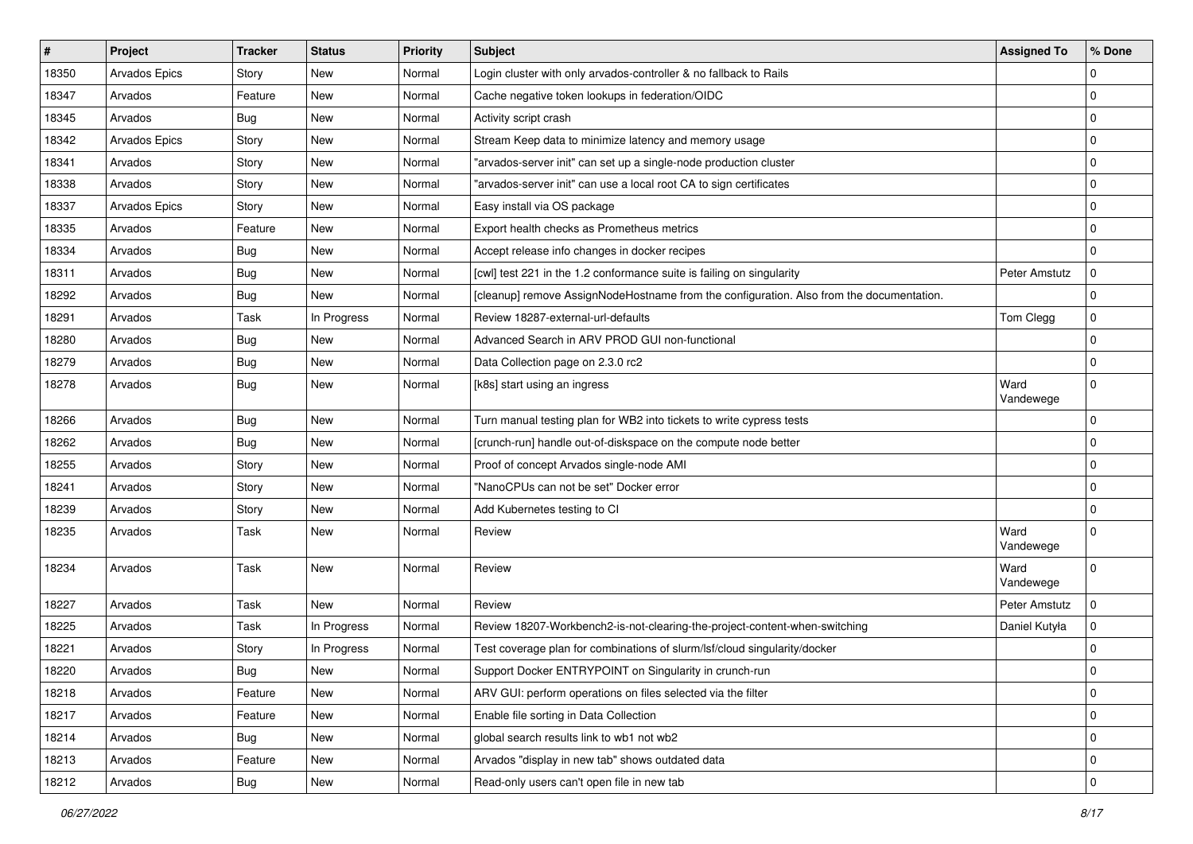| # | Project | Tracker | Status | Priority | Subject | Assigned To | % Done |
|---|---|---|---|---|---|---|---|
| 18350 | Arvados Epics | Story | New | Normal | Login cluster with only arvados-controller & no fallback to Rails | | 0 |
| 18347 | Arvados | Feature | New | Normal | Cache negative token lookups in federation/OIDC | | 0 |
| 18345 | Arvados | Bug | New | Normal | Activity script crash | | 0 |
| 18342 | Arvados Epics | Story | New | Normal | Stream Keep data to minimize latency and memory usage | | 0 |
| 18341 | Arvados | Story | New | Normal | "arvados-server init" can set up a single-node production cluster | | 0 |
| 18338 | Arvados | Story | New | Normal | "arvados-server init" can use a local root CA to sign certificates | | 0 |
| 18337 | Arvados Epics | Story | New | Normal | Easy install via OS package | | 0 |
| 18335 | Arvados | Feature | New | Normal | Export health checks as Prometheus metrics | | 0 |
| 18334 | Arvados | Bug | New | Normal | Accept release info changes in docker recipes | | 0 |
| 18311 | Arvados | Bug | New | Normal | [cwl] test 221 in the 1.2 conformance suite is failing on singularity | Peter Amstutz | 0 |
| 18292 | Arvados | Bug | New | Normal | [cleanup] remove AssignNodeHostname from the configuration. Also from the documentation. | | 0 |
| 18291 | Arvados | Task | In Progress | Normal | Review 18287-external-url-defaults | Tom Clegg | 0 |
| 18280 | Arvados | Bug | New | Normal | Advanced Search in ARV PROD GUI non-functional | | 0 |
| 18279 | Arvados | Bug | New | Normal | Data Collection page on 2.3.0 rc2 | | 0 |
| 18278 | Arvados | Bug | New | Normal | [k8s] start using an ingress | Ward Vandewege | 0 |
| 18266 | Arvados | Bug | New | Normal | Turn manual testing plan for WB2 into tickets to write cypress tests | | 0 |
| 18262 | Arvados | Bug | New | Normal | [crunch-run] handle out-of-diskspace on the compute node better | | 0 |
| 18255 | Arvados | Story | New | Normal | Proof of concept Arvados single-node AMI | | 0 |
| 18241 | Arvados | Story | New | Normal | "NanoCPUs can not be set" Docker error | | 0 |
| 18239 | Arvados | Story | New | Normal | Add Kubernetes testing to CI | | 0 |
| 18235 | Arvados | Task | New | Normal | Review | Ward Vandewege | 0 |
| 18234 | Arvados | Task | New | Normal | Review | Ward Vandewege | 0 |
| 18227 | Arvados | Task | New | Normal | Review | Peter Amstutz | 0 |
| 18225 | Arvados | Task | In Progress | Normal | Review 18207-Workbench2-is-not-clearing-the-project-content-when-switching | Daniel Kutyła | 0 |
| 18221 | Arvados | Story | In Progress | Normal | Test coverage plan for combinations of slurm/lsf/cloud singularity/docker | | 0 |
| 18220 | Arvados | Bug | New | Normal | Support Docker ENTRYPOINT on Singularity in crunch-run | | 0 |
| 18218 | Arvados | Feature | New | Normal | ARV GUI: perform operations on files selected via the filter | | 0 |
| 18217 | Arvados | Feature | New | Normal | Enable file sorting in Data Collection | | 0 |
| 18214 | Arvados | Bug | New | Normal | global search results link to wb1 not wb2 | | 0 |
| 18213 | Arvados | Feature | New | Normal | Arvados "display in new tab" shows outdated data | | 0 |
| 18212 | Arvados | Bug | New | Normal | Read-only users can't open file in new tab | | 0 |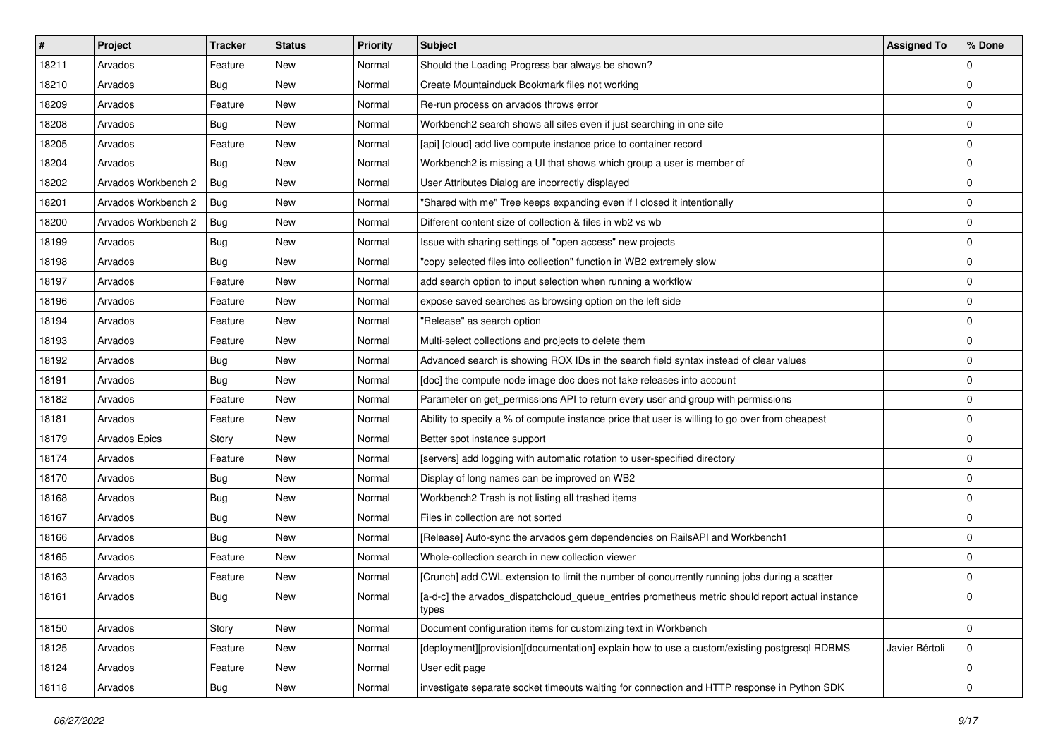| # | Project | Tracker | Status | Priority | Subject | Assigned To | % Done |
|---|---|---|---|---|---|---|---|
| 18211 | Arvados | Feature | New | Normal | Should the Loading Progress bar always be shown? | | 0 |
| 18210 | Arvados | Bug | New | Normal | Create Mountainduck Bookmark files not working | | 0 |
| 18209 | Arvados | Feature | New | Normal | Re-run process on arvados throws error | | 0 |
| 18208 | Arvados | Bug | New | Normal | Workbench2 search shows all sites even if just searching in one site | | 0 |
| 18205 | Arvados | Feature | New | Normal | [api] [cloud] add live compute instance price to container record | | 0 |
| 18204 | Arvados | Bug | New | Normal | Workbench2 is missing a UI that shows which group a user is member of | | 0 |
| 18202 | Arvados Workbench 2 | Bug | New | Normal | User Attributes Dialog are incorrectly displayed | | 0 |
| 18201 | Arvados Workbench 2 | Bug | New | Normal | "Shared with me" Tree keeps expanding even if I closed it intentionally | | 0 |
| 18200 | Arvados Workbench 2 | Bug | New | Normal | Different content size of collection & files in wb2 vs wb | | 0 |
| 18199 | Arvados | Bug | New | Normal | Issue with sharing settings of "open access" new projects | | 0 |
| 18198 | Arvados | Bug | New | Normal | "copy selected files into collection" function in WB2 extremely slow | | 0 |
| 18197 | Arvados | Feature | New | Normal | add search option to input selection when running a workflow | | 0 |
| 18196 | Arvados | Feature | New | Normal | expose saved searches as browsing option on the left side | | 0 |
| 18194 | Arvados | Feature | New | Normal | "Release" as search option | | 0 |
| 18193 | Arvados | Feature | New | Normal | Multi-select collections and projects to delete them | | 0 |
| 18192 | Arvados | Bug | New | Normal | Advanced search is showing ROX IDs in the search field syntax instead of clear values | | 0 |
| 18191 | Arvados | Bug | New | Normal | [doc] the compute node image doc does not take releases into account | | 0 |
| 18182 | Arvados | Feature | New | Normal | Parameter on get_permissions API to return every user and group with permissions | | 0 |
| 18181 | Arvados | Feature | New | Normal | Ability to specify a % of compute instance price that user is willing to go over from cheapest | | 0 |
| 18179 | Arvados Epics | Story | New | Normal | Better spot instance support | | 0 |
| 18174 | Arvados | Feature | New | Normal | [servers] add logging with automatic rotation to user-specified directory | | 0 |
| 18170 | Arvados | Bug | New | Normal | Display of long names can be improved on WB2 | | 0 |
| 18168 | Arvados | Bug | New | Normal | Workbench2 Trash is not listing all trashed items | | 0 |
| 18167 | Arvados | Bug | New | Normal | Files in collection are not sorted | | 0 |
| 18166 | Arvados | Bug | New | Normal | [Release] Auto-sync the arvados gem dependencies on RailsAPI and Workbench1 | | 0 |
| 18165 | Arvados | Feature | New | Normal | Whole-collection search in new collection viewer | | 0 |
| 18163 | Arvados | Feature | New | Normal | [Crunch] add CWL extension to limit the number of concurrently running jobs during a scatter | | 0 |
| 18161 | Arvados | Bug | New | Normal | [a-d-c] the arvados_dispatchcloud_queue_entries prometheus metric should report actual instance types | | 0 |
| 18150 | Arvados | Story | New | Normal | Document configuration items for customizing text in Workbench | | 0 |
| 18125 | Arvados | Feature | New | Normal | [deployment][provision][documentation] explain how to use a custom/existing postgresql RDBMS | Javier Bértoli | 0 |
| 18124 | Arvados | Feature | New | Normal | User edit page | | 0 |
| 18118 | Arvados | Bug | New | Normal | investigate separate socket timeouts waiting for connection and HTTP response in Python SDK | | 0 |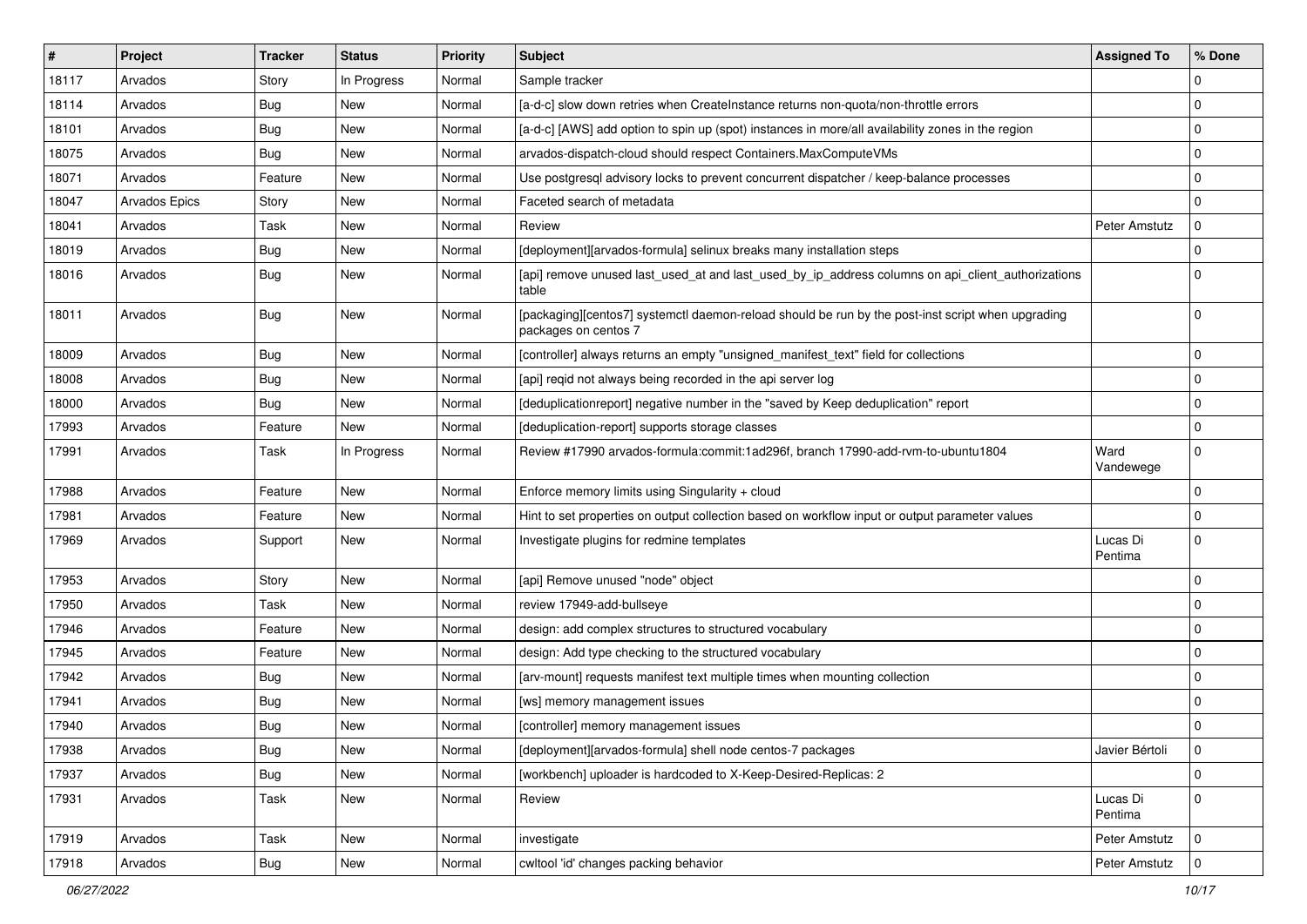| # | Project | Tracker | Status | Priority | Subject | Assigned To | % Done |
|---|---|---|---|---|---|---|---|
| 18117 | Arvados | Story | In Progress | Normal | Sample tracker | | 0 |
| 18114 | Arvados | Bug | New | Normal | [a-d-c] slow down retries when CreateInstance returns non-quota/non-throttle errors | | 0 |
| 18101 | Arvados | Bug | New | Normal | [a-d-c] [AWS] add option to spin up (spot) instances in more/all availability zones in the region | | 0 |
| 18075 | Arvados | Bug | New | Normal | arvados-dispatch-cloud should respect Containers.MaxComputeVMs | | 0 |
| 18071 | Arvados | Feature | New | Normal | Use postgresql advisory locks to prevent concurrent dispatcher / keep-balance processes | | 0 |
| 18047 | Arvados Epics | Story | New | Normal | Faceted search of metadata | | 0 |
| 18041 | Arvados | Task | New | Normal | Review | Peter Amstutz | 0 |
| 18019 | Arvados | Bug | New | Normal | [deployment][arvados-formula] selinux breaks many installation steps | | 0 |
| 18016 | Arvados | Bug | New | Normal | [api] remove unused last_used_at and last_used_by_ip_address columns on api_client_authorizations table | | 0 |
| 18011 | Arvados | Bug | New | Normal | [packaging][centos7] systemctl daemon-reload should be run by the post-inst script when upgrading packages on centos 7 | | 0 |
| 18009 | Arvados | Bug | New | Normal | [controller] always returns an empty "unsigned_manifest_text" field for collections | | 0 |
| 18008 | Arvados | Bug | New | Normal | [api] reqid not always being recorded in the api server log | | 0 |
| 18000 | Arvados | Bug | New | Normal | [deduplicationreport] negative number in the "saved by Keep deduplication" report | | 0 |
| 17993 | Arvados | Feature | New | Normal | [deduplication-report] supports storage classes | | 0 |
| 17991 | Arvados | Task | In Progress | Normal | Review #17990 arvados-formula:commit:1ad296f, branch 17990-add-rvm-to-ubuntu1804 | Ward Vandewege | 0 |
| 17988 | Arvados | Feature | New | Normal | Enforce memory limits using Singularity + cloud | | 0 |
| 17981 | Arvados | Feature | New | Normal | Hint to set properties on output collection based on workflow input or output parameter values | | 0 |
| 17969 | Arvados | Support | New | Normal | Investigate plugins for redmine templates | Lucas Di Pentima | 0 |
| 17953 | Arvados | Story | New | Normal | [api] Remove unused "node" object | | 0 |
| 17950 | Arvados | Task | New | Normal | review 17949-add-bullseye | | 0 |
| 17946 | Arvados | Feature | New | Normal | design: add complex structures to structured vocabulary | | 0 |
| 17945 | Arvados | Feature | New | Normal | design: Add type checking to the structured vocabulary | | 0 |
| 17942 | Arvados | Bug | New | Normal | [arv-mount] requests manifest text multiple times when mounting collection | | 0 |
| 17941 | Arvados | Bug | New | Normal | [ws] memory management issues | | 0 |
| 17940 | Arvados | Bug | New | Normal | [controller] memory management issues | | 0 |
| 17938 | Arvados | Bug | New | Normal | [deployment][arvados-formula] shell node centos-7 packages | Javier Bértoli | 0 |
| 17937 | Arvados | Bug | New | Normal | [workbench] uploader is hardcoded to X-Keep-Desired-Replicas: 2 | | 0 |
| 17931 | Arvados | Task | New | Normal | Review | Lucas Di Pentima | 0 |
| 17919 | Arvados | Task | New | Normal | investigate | Peter Amstutz | 0 |
| 17918 | Arvados | Bug | New | Normal | cwltool 'id' changes packing behavior | Peter Amstutz | 0 |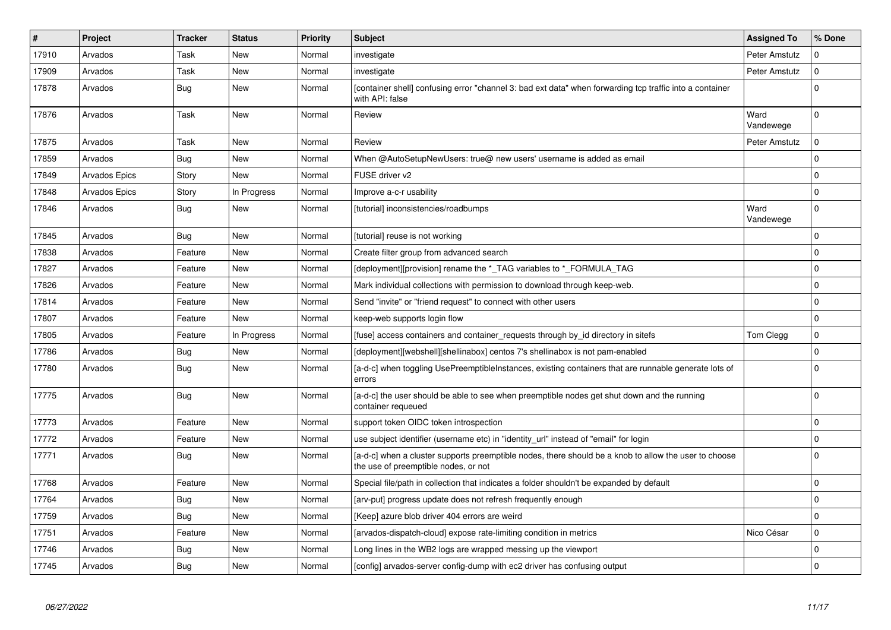| # | Project | Tracker | Status | Priority | Subject | Assigned To | % Done |
|---|---|---|---|---|---|---|---|
| 17910 | Arvados | Task | New | Normal | investigate | Peter Amstutz | 0 |
| 17909 | Arvados | Task | New | Normal | investigate | Peter Amstutz | 0 |
| 17878 | Arvados | Bug | New | Normal | [container shell] confusing error "channel 3: bad ext data" when forwarding tcp traffic into a container with API: false | | 0 |
| 17876 | Arvados | Task | New | Normal | Review | Ward Vandewege | 0 |
| 17875 | Arvados | Task | New | Normal | Review | Peter Amstutz | 0 |
| 17859 | Arvados | Bug | New | Normal | When @AutoSetupNewUsers: true@ new users' username is added as email | | 0 |
| 17849 | Arvados Epics | Story | New | Normal | FUSE driver v2 | | 0 |
| 17848 | Arvados Epics | Story | In Progress | Normal | Improve a-c-r usability | | 0 |
| 17846 | Arvados | Bug | New | Normal | [tutorial] inconsistencies/roadbumps | Ward Vandewege | 0 |
| 17845 | Arvados | Bug | New | Normal | [tutorial] reuse is not working | | 0 |
| 17838 | Arvados | Feature | New | Normal | Create filter group from advanced search | | 0 |
| 17827 | Arvados | Feature | New | Normal | [deployment][provision] rename the *_TAG variables to *_FORMULA_TAG | | 0 |
| 17826 | Arvados | Feature | New | Normal | Mark individual collections with permission to download through keep-web. | | 0 |
| 17814 | Arvados | Feature | New | Normal | Send "invite" or "friend request" to connect with other users | | 0 |
| 17807 | Arvados | Feature | New | Normal | keep-web supports login flow | | 0 |
| 17805 | Arvados | Feature | In Progress | Normal | [fuse] access containers and container_requests through by_id directory in sitefs | Tom Clegg | 0 |
| 17786 | Arvados | Bug | New | Normal | [deployment][webshell][shellinabox] centos 7's shellinabox is not pam-enabled | | 0 |
| 17780 | Arvados | Bug | New | Normal | [a-d-c] when toggling UsePreemptibleInstances, existing containers that are runnable generate lots of errors | | 0 |
| 17775 | Arvados | Bug | New | Normal | [a-d-c] the user should be able to see when preemptible nodes get shut down and the running container requeued | | 0 |
| 17773 | Arvados | Feature | New | Normal | support token OIDC token introspection | | 0 |
| 17772 | Arvados | Feature | New | Normal | use subject identifier (username etc) in "identity_url" instead of "email" for login | | 0 |
| 17771 | Arvados | Bug | New | Normal | [a-d-c] when a cluster supports preemptible nodes, there should be a knob to allow the user to choose the use of preemptible nodes, or not | | 0 |
| 17768 | Arvados | Feature | New | Normal | Special file/path in collection that indicates a folder shouldn't be expanded by default | | 0 |
| 17764 | Arvados | Bug | New | Normal | [arv-put] progress update does not refresh frequently enough | | 0 |
| 17759 | Arvados | Bug | New | Normal | [Keep] azure blob driver 404 errors are weird | | 0 |
| 17751 | Arvados | Feature | New | Normal | [arvados-dispatch-cloud] expose rate-limiting condition in metrics | Nico César | 0 |
| 17746 | Arvados | Bug | New | Normal | Long lines in the WB2 logs are wrapped messing up the viewport | | 0 |
| 17745 | Arvados | Bug | New | Normal | [config] arvados-server config-dump with ec2 driver has confusing output | | 0 |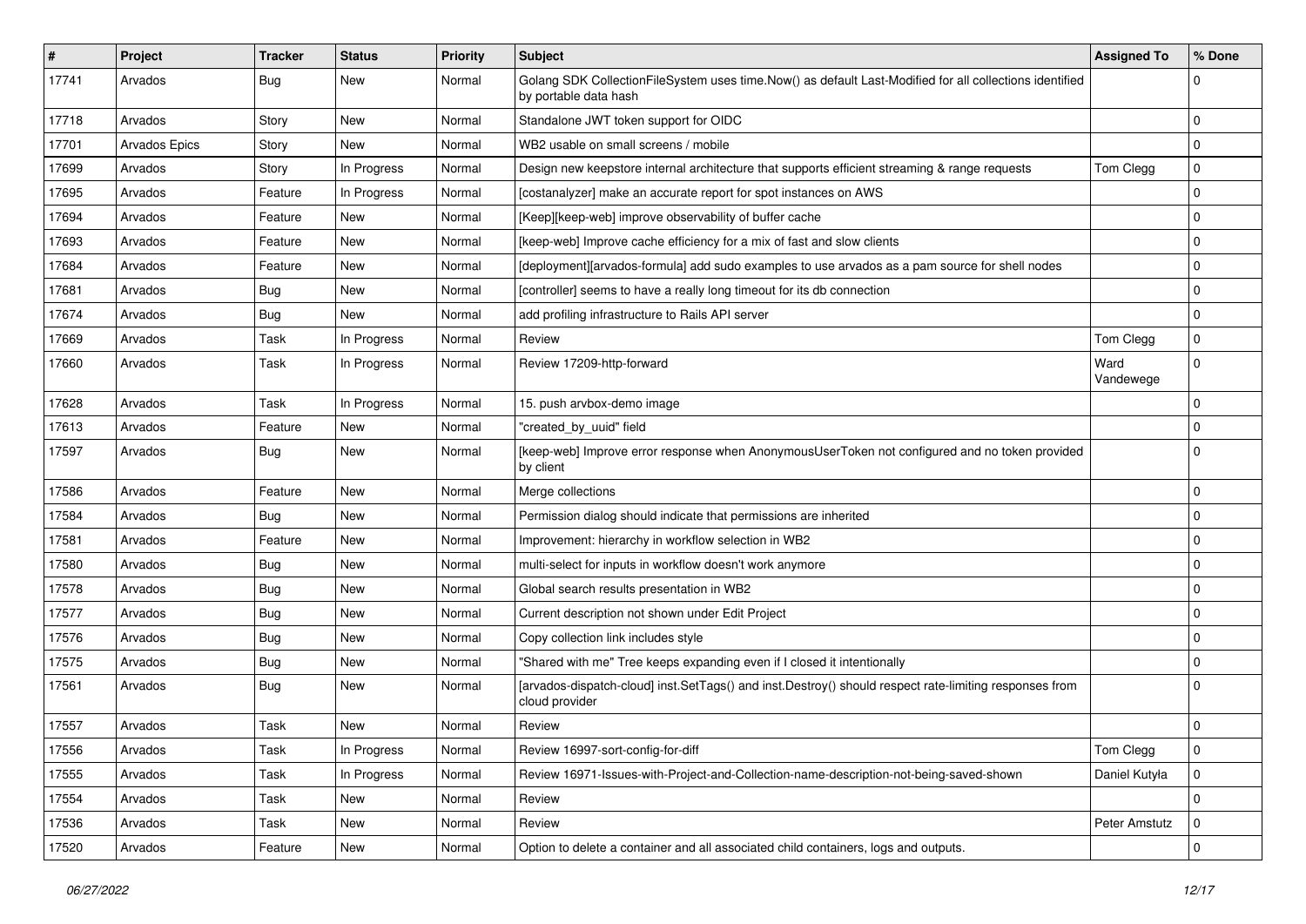| # | Project | Tracker | Status | Priority | Subject | Assigned To | % Done |
|---|---|---|---|---|---|---|---|
| 17741 | Arvados | Bug | New | Normal | Golang SDK CollectionFileSystem uses time.Now() as default Last-Modified for all collections identified by portable data hash | | 0 |
| 17718 | Arvados | Story | New | Normal | Standalone JWT token support for OIDC | | 0 |
| 17701 | Arvados Epics | Story | New | Normal | WB2 usable on small screens / mobile | | 0 |
| 17699 | Arvados | Story | In Progress | Normal | Design new keepstore internal architecture that supports efficient streaming & range requests | Tom Clegg | 0 |
| 17695 | Arvados | Feature | In Progress | Normal | [costanalyzer] make an accurate report for spot instances on AWS | | 0 |
| 17694 | Arvados | Feature | New | Normal | [Keep][keep-web] improve observability of buffer cache | | 0 |
| 17693 | Arvados | Feature | New | Normal | [keep-web] Improve cache efficiency for a mix of fast and slow clients | | 0 |
| 17684 | Arvados | Feature | New | Normal | [deployment][arvados-formula] add sudo examples to use arvados as a pam source for shell nodes | | 0 |
| 17681 | Arvados | Bug | New | Normal | [controller] seems to have a really long timeout for its db connection | | 0 |
| 17674 | Arvados | Bug | New | Normal | add profiling infrastructure to Rails API server | | 0 |
| 17669 | Arvados | Task | In Progress | Normal | Review | Tom Clegg | 0 |
| 17660 | Arvados | Task | In Progress | Normal | Review 17209-http-forward | Ward Vandewege | 0 |
| 17628 | Arvados | Task | In Progress | Normal | 15. push arvbox-demo image | | 0 |
| 17613 | Arvados | Feature | New | Normal | "created_by_uuid" field | | 0 |
| 17597 | Arvados | Bug | New | Normal | [keep-web] Improve error response when AnonymousUserToken not configured and no token provided by client | | 0 |
| 17586 | Arvados | Feature | New | Normal | Merge collections | | 0 |
| 17584 | Arvados | Bug | New | Normal | Permission dialog should indicate that permissions are inherited | | 0 |
| 17581 | Arvados | Feature | New | Normal | Improvement: hierarchy in workflow selection in WB2 | | 0 |
| 17580 | Arvados | Bug | New | Normal | multi-select for inputs in workflow doesn't work anymore | | 0 |
| 17578 | Arvados | Bug | New | Normal | Global search results presentation in WB2 | | 0 |
| 17577 | Arvados | Bug | New | Normal | Current description not shown under Edit Project | | 0 |
| 17576 | Arvados | Bug | New | Normal | Copy collection link includes style | | 0 |
| 17575 | Arvados | Bug | New | Normal | "Shared with me" Tree keeps expanding even if I closed it intentionally | | 0 |
| 17561 | Arvados | Bug | New | Normal | [arvados-dispatch-cloud] inst.SetTags() and inst.Destroy() should respect rate-limiting responses from cloud provider | | 0 |
| 17557 | Arvados | Task | New | Normal | Review | | 0 |
| 17556 | Arvados | Task | In Progress | Normal | Review 16997-sort-config-for-diff | Tom Clegg | 0 |
| 17555 | Arvados | Task | In Progress | Normal | Review 16971-Issues-with-Project-and-Collection-name-description-not-being-saved-shown | Daniel Kutyła | 0 |
| 17554 | Arvados | Task | New | Normal | Review | | 0 |
| 17536 | Arvados | Task | New | Normal | Review | Peter Amstutz | 0 |
| 17520 | Arvados | Feature | New | Normal | Option to delete a container and all associated child containers, logs and outputs. | | 0 |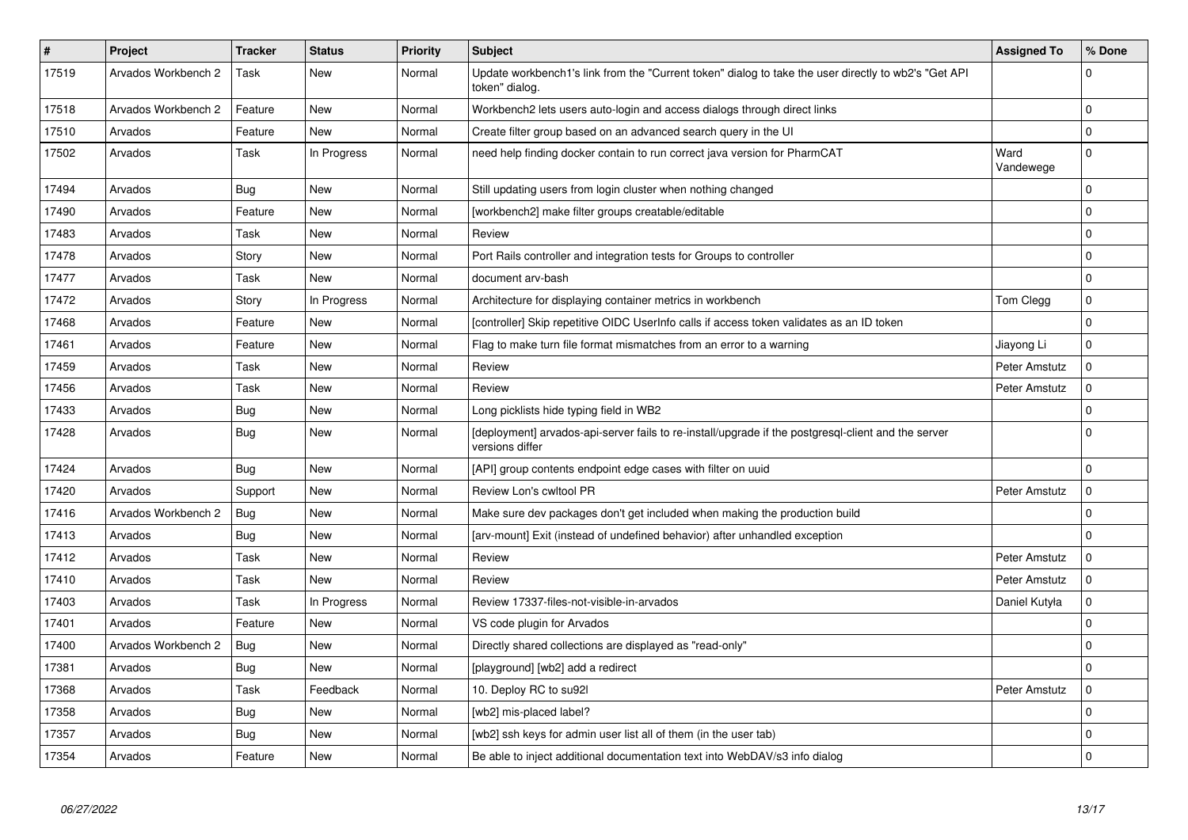| # | Project | Tracker | Status | Priority | Subject | Assigned To | % Done |
|---|---|---|---|---|---|---|---|
| 17519 | Arvados Workbench 2 | Task | New | Normal | Update workbench1's link from the "Current token" dialog to take the user directly to wb2's "Get API token" dialog. | | 0 |
| 17518 | Arvados Workbench 2 | Feature | New | Normal | Workbench2 lets users auto-login and access dialogs through direct links | | 0 |
| 17510 | Arvados | Feature | New | Normal | Create filter group based on an advanced search query in the UI | | 0 |
| 17502 | Arvados | Task | In Progress | Normal | need help finding docker contain to run correct java version for PharmCAT | Ward Vandewege | 0 |
| 17494 | Arvados | Bug | New | Normal | Still updating users from login cluster when nothing changed | | 0 |
| 17490 | Arvados | Feature | New | Normal | [workbench2] make filter groups creatable/editable | | 0 |
| 17483 | Arvados | Task | New | Normal | Review | | 0 |
| 17478 | Arvados | Story | New | Normal | Port Rails controller and integration tests for Groups to controller | | 0 |
| 17477 | Arvados | Task | New | Normal | document arv-bash | | 0 |
| 17472 | Arvados | Story | In Progress | Normal | Architecture for displaying container metrics in workbench | Tom Clegg | 0 |
| 17468 | Arvados | Feature | New | Normal | [controller] Skip repetitive OIDC UserInfo calls if access token validates as an ID token | | 0 |
| 17461 | Arvados | Feature | New | Normal | Flag to make turn file format mismatches from an error to a warning | Jiayong Li | 0 |
| 17459 | Arvados | Task | New | Normal | Review | Peter Amstutz | 0 |
| 17456 | Arvados | Task | New | Normal | Review | Peter Amstutz | 0 |
| 17433 | Arvados | Bug | New | Normal | Long picklists hide typing field in WB2 | | 0 |
| 17428 | Arvados | Bug | New | Normal | [deployment] arvados-api-server fails to re-install/upgrade if the postgresql-client and the server versions differ | | 0 |
| 17424 | Arvados | Bug | New | Normal | [API] group contents endpoint edge cases with filter on uuid | | 0 |
| 17420 | Arvados | Support | New | Normal | Review Lon's cwltool PR | Peter Amstutz | 0 |
| 17416 | Arvados Workbench 2 | Bug | New | Normal | Make sure dev packages don't get included when making the production build | | 0 |
| 17413 | Arvados | Bug | New | Normal | [arv-mount] Exit (instead of undefined behavior) after unhandled exception | | 0 |
| 17412 | Arvados | Task | New | Normal | Review | Peter Amstutz | 0 |
| 17410 | Arvados | Task | New | Normal | Review | Peter Amstutz | 0 |
| 17403 | Arvados | Task | In Progress | Normal | Review 17337-files-not-visible-in-arvados | Daniel Kutyła | 0 |
| 17401 | Arvados | Feature | New | Normal | VS code plugin for Arvados | | 0 |
| 17400 | Arvados Workbench 2 | Bug | New | Normal | Directly shared collections are displayed as "read-only" | | 0 |
| 17381 | Arvados | Bug | New | Normal | [playground] [wb2] add a redirect | | 0 |
| 17368 | Arvados | Task | Feedback | Normal | 10. Deploy RC to su92l | Peter Amstutz | 0 |
| 17358 | Arvados | Bug | New | Normal | [wb2] mis-placed label? | | 0 |
| 17357 | Arvados | Bug | New | Normal | [wb2] ssh keys for admin user list all of them (in the user tab) | | 0 |
| 17354 | Arvados | Feature | New | Normal | Be able to inject additional documentation text into WebDAV/s3 info dialog | | 0 |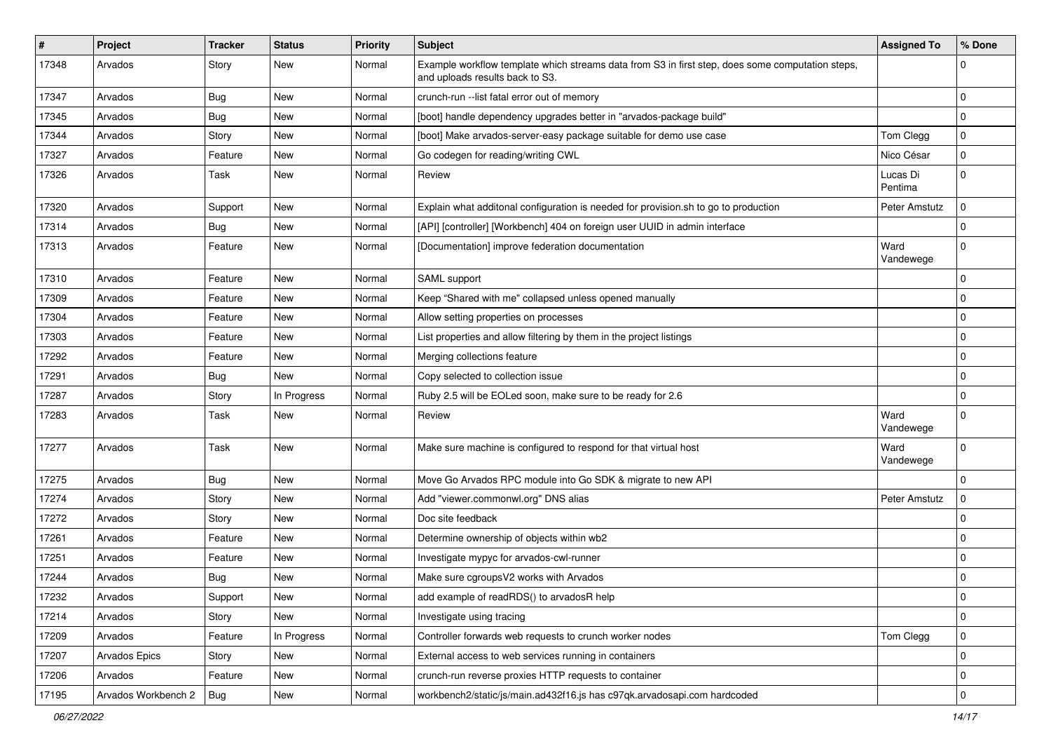| # | Project | Tracker | Status | Priority | Subject | Assigned To | % Done |
|---|---|---|---|---|---|---|---|
| 17348 | Arvados | Story | New | Normal | Example workflow template which streams data from S3 in first step, does some computation steps, and uploads results back to S3. | | 0 |
| 17347 | Arvados | Bug | New | Normal | crunch-run --list fatal error out of memory | | 0 |
| 17345 | Arvados | Bug | New | Normal | [boot] handle dependency upgrades better in "arvados-package build" | | 0 |
| 17344 | Arvados | Story | New | Normal | [boot] Make arvados-server-easy package suitable for demo use case | Tom Clegg | 0 |
| 17327 | Arvados | Feature | New | Normal | Go codegen for reading/writing CWL | Nico César | 0 |
| 17326 | Arvados | Task | New | Normal | Review | Lucas Di Pentima | 0 |
| 17320 | Arvados | Support | New | Normal | Explain what additonal configuration is needed for provision.sh to go to production | Peter Amstutz | 0 |
| 17314 | Arvados | Bug | New | Normal | [API] [controller] [Workbench] 404 on foreign user UUID in admin interface | | 0 |
| 17313 | Arvados | Feature | New | Normal | [Documentation] improve federation documentation | Ward Vandewege | 0 |
| 17310 | Arvados | Feature | New | Normal | SAML support | | 0 |
| 17309 | Arvados | Feature | New | Normal | Keep "Shared with me" collapsed unless opened manually | | 0 |
| 17304 | Arvados | Feature | New | Normal | Allow setting properties on processes | | 0 |
| 17303 | Arvados | Feature | New | Normal | List properties and allow filtering by them in the project listings | | 0 |
| 17292 | Arvados | Feature | New | Normal | Merging collections feature | | 0 |
| 17291 | Arvados | Bug | New | Normal | Copy selected to collection issue | | 0 |
| 17287 | Arvados | Story | In Progress | Normal | Ruby 2.5 will be EOLed soon, make sure to be ready for 2.6 | | 0 |
| 17283 | Arvados | Task | New | Normal | Review | Ward Vandewege | 0 |
| 17277 | Arvados | Task | New | Normal | Make sure machine is configured to respond for that virtual host | Ward Vandewege | 0 |
| 17275 | Arvados | Bug | New | Normal | Move Go Arvados RPC module into Go SDK & migrate to new API | | 0 |
| 17274 | Arvados | Story | New | Normal | Add "viewer.commonwl.org" DNS alias | Peter Amstutz | 0 |
| 17272 | Arvados | Story | New | Normal | Doc site feedback | | 0 |
| 17261 | Arvados | Feature | New | Normal | Determine ownership of objects within wb2 | | 0 |
| 17251 | Arvados | Feature | New | Normal | Investigate mypyc for arvados-cwl-runner | | 0 |
| 17244 | Arvados | Bug | New | Normal | Make sure cgroupsV2 works with Arvados | | 0 |
| 17232 | Arvados | Support | New | Normal | add example of readRDS() to arvadosR help | | 0 |
| 17214 | Arvados | Story | New | Normal | Investigate using tracing | | 0 |
| 17209 | Arvados | Feature | In Progress | Normal | Controller forwards web requests to crunch worker nodes | Tom Clegg | 0 |
| 17207 | Arvados Epics | Story | New | Normal | External access to web services running in containers | | 0 |
| 17206 | Arvados | Feature | New | Normal | crunch-run reverse proxies HTTP requests to container | | 0 |
| 17195 | Arvados Workbench 2 | Bug | New | Normal | workbench2/static/js/main.ad432f16.js has c97qk.arvadosapi.com hardcoded | | 0 |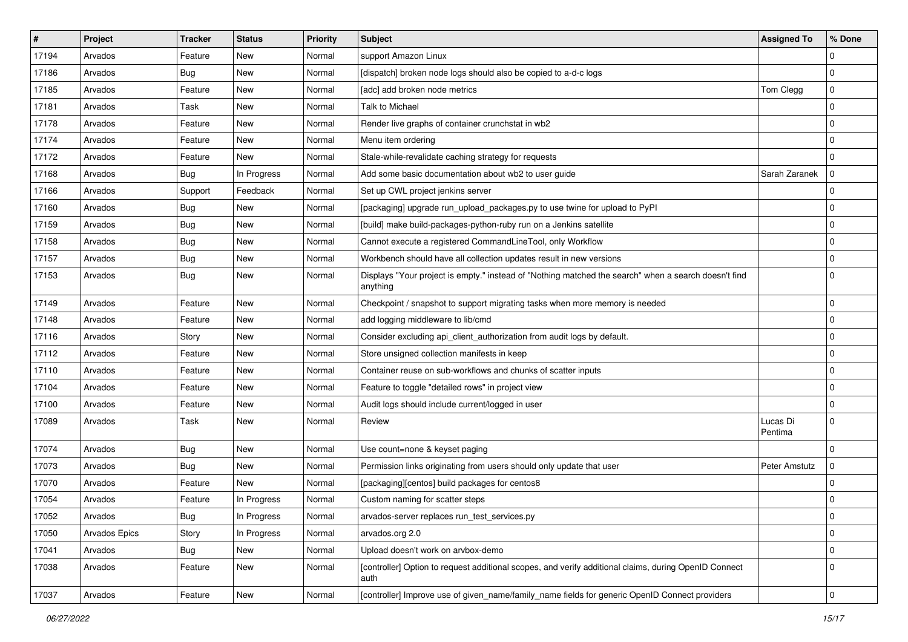| # | Project | Tracker | Status | Priority | Subject | Assigned To | % Done |
|---|---|---|---|---|---|---|---|
| 17194 | Arvados | Feature | New | Normal | support Amazon Linux | | 0 |
| 17186 | Arvados | Bug | New | Normal | [dispatch] broken node logs should also be copied to a-d-c logs | | 0 |
| 17185 | Arvados | Feature | New | Normal | [adc] add broken node metrics | Tom Clegg | 0 |
| 17181 | Arvados | Task | New | Normal | Talk to Michael | | 0 |
| 17178 | Arvados | Feature | New | Normal | Render live graphs of container crunchstat in wb2 | | 0 |
| 17174 | Arvados | Feature | New | Normal | Menu item ordering | | 0 |
| 17172 | Arvados | Feature | New | Normal | Stale-while-revalidate caching strategy for requests | | 0 |
| 17168 | Arvados | Bug | In Progress | Normal | Add some basic documentation about wb2 to user guide | Sarah Zaranek | 0 |
| 17166 | Arvados | Support | Feedback | Normal | Set up CWL project jenkins server | | 0 |
| 17160 | Arvados | Bug | New | Normal | [packaging] upgrade run_upload_packages.py to use twine for upload to PyPI | | 0 |
| 17159 | Arvados | Bug | New | Normal | [build] make build-packages-python-ruby run on a Jenkins satellite | | 0 |
| 17158 | Arvados | Bug | New | Normal | Cannot execute a registered CommandLineTool, only Workflow | | 0 |
| 17157 | Arvados | Bug | New | Normal | Workbench should have all collection updates result in new versions | | 0 |
| 17153 | Arvados | Bug | New | Normal | Displays "Your project is empty." instead of "Nothing matched the search" when a search doesn't find anything | | 0 |
| 17149 | Arvados | Feature | New | Normal | Checkpoint / snapshot to support migrating tasks when more memory is needed | | 0 |
| 17148 | Arvados | Feature | New | Normal | add logging middleware to lib/cmd | | 0 |
| 17116 | Arvados | Story | New | Normal | Consider excluding api_client_authorization from audit logs by default. | | 0 |
| 17112 | Arvados | Feature | New | Normal | Store unsigned collection manifests in keep | | 0 |
| 17110 | Arvados | Feature | New | Normal | Container reuse on sub-workflows and chunks of scatter inputs | | 0 |
| 17104 | Arvados | Feature | New | Normal | Feature to toggle "detailed rows" in project view | | 0 |
| 17100 | Arvados | Feature | New | Normal | Audit logs should include current/logged in user | | 0 |
| 17089 | Arvados | Task | New | Normal | Review | Lucas Di Pentima | 0 |
| 17074 | Arvados | Bug | New | Normal | Use count=none & keyset paging | | 0 |
| 17073 | Arvados | Bug | New | Normal | Permission links originating from users should only update that user | Peter Amstutz | 0 |
| 17070 | Arvados | Feature | New | Normal | [packaging][centos] build packages for centos8 | | 0 |
| 17054 | Arvados | Feature | In Progress | Normal | Custom naming for scatter steps | | 0 |
| 17052 | Arvados | Bug | In Progress | Normal | arvados-server replaces run_test_services.py | | 0 |
| 17050 | Arvados Epics | Story | In Progress | Normal | arvados.org 2.0 | | 0 |
| 17041 | Arvados | Bug | New | Normal | Upload doesn't work on arvbox-demo | | 0 |
| 17038 | Arvados | Feature | New | Normal | [controller] Option to request additional scopes, and verify additional claims, during OpenID Connect auth | | 0 |
| 17037 | Arvados | Feature | New | Normal | [controller] Improve use of given_name/family_name fields for generic OpenID Connect providers | | 0 |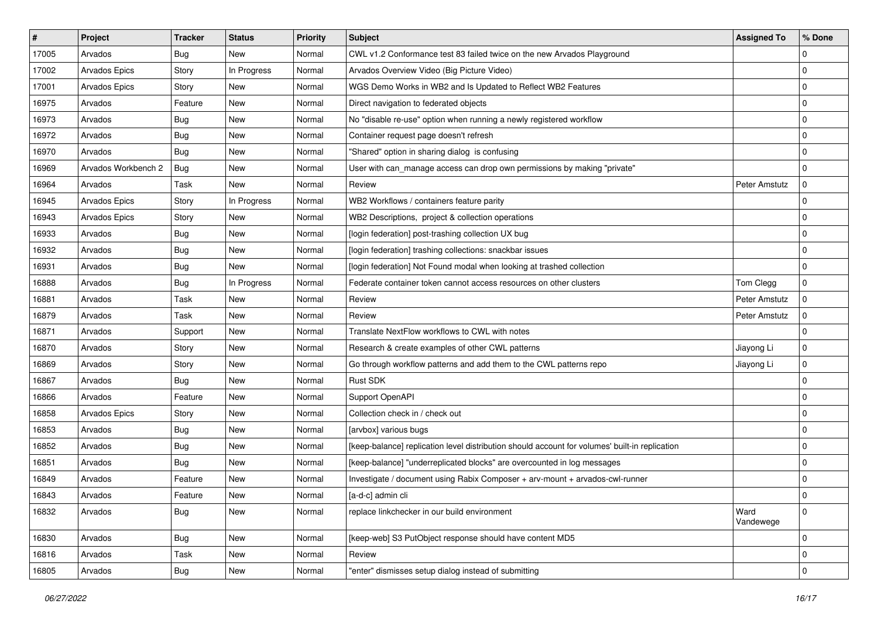| # | Project | Tracker | Status | Priority | Subject | Assigned To | % Done |
|---|---|---|---|---|---|---|---|
| 17005 | Arvados | Bug | New | Normal | CWL v1.2 Conformance test 83 failed twice on the new Arvados Playground | | 0 |
| 17002 | Arvados Epics | Story | In Progress | Normal | Arvados Overview Video (Big Picture Video) | | 0 |
| 17001 | Arvados Epics | Story | New | Normal | WGS Demo Works in WB2 and Is Updated to Reflect WB2 Features | | 0 |
| 16975 | Arvados | Feature | New | Normal | Direct navigation to federated objects | | 0 |
| 16973 | Arvados | Bug | New | Normal | No "disable re-use" option when running a newly registered workflow | | 0 |
| 16972 | Arvados | Bug | New | Normal | Container request page doesn't refresh | | 0 |
| 16970 | Arvados | Bug | New | Normal | "Shared" option in sharing dialog is confusing | | 0 |
| 16969 | Arvados Workbench 2 | Bug | New | Normal | User with can_manage access can drop own permissions by making "private" | | 0 |
| 16964 | Arvados | Task | New | Normal | Review | Peter Amstutz | 0 |
| 16945 | Arvados Epics | Story | In Progress | Normal | WB2 Workflows / containers feature parity | | 0 |
| 16943 | Arvados Epics | Story | New | Normal | WB2 Descriptions, project & collection operations | | 0 |
| 16933 | Arvados | Bug | New | Normal | [login federation] post-trashing collection UX bug | | 0 |
| 16932 | Arvados | Bug | New | Normal | [login federation] trashing collections: snackbar issues | | 0 |
| 16931 | Arvados | Bug | New | Normal | [login federation] Not Found modal when looking at trashed collection | | 0 |
| 16888 | Arvados | Bug | In Progress | Normal | Federate container token cannot access resources on other clusters | Tom Clegg | 0 |
| 16881 | Arvados | Task | New | Normal | Review | Peter Amstutz | 0 |
| 16879 | Arvados | Task | New | Normal | Review | Peter Amstutz | 0 |
| 16871 | Arvados | Support | New | Normal | Translate NextFlow workflows to CWL with notes | | 0 |
| 16870 | Arvados | Story | New | Normal | Research & create examples of other CWL patterns | Jiayong Li | 0 |
| 16869 | Arvados | Story | New | Normal | Go through workflow patterns and add them to the CWL patterns repo | Jiayong Li | 0 |
| 16867 | Arvados | Bug | New | Normal | Rust SDK | | 0 |
| 16866 | Arvados | Feature | New | Normal | Support OpenAPI | | 0 |
| 16858 | Arvados Epics | Story | New | Normal | Collection check in / check out | | 0 |
| 16853 | Arvados | Bug | New | Normal | [arvbox] various bugs | | 0 |
| 16852 | Arvados | Bug | New | Normal | [keep-balance] replication level distribution should account for volumes' built-in replication | | 0 |
| 16851 | Arvados | Bug | New | Normal | [keep-balance] "underreplicated blocks" are overcounted in log messages | | 0 |
| 16849 | Arvados | Feature | New | Normal | Investigate / document using Rabix Composer + arv-mount + arvados-cwl-runner | | 0 |
| 16843 | Arvados | Feature | New | Normal | [a-d-c] admin cli | | 0 |
| 16832 | Arvados | Bug | New | Normal | replace linkchecker in our build environment | Ward Vandewege | 0 |
| 16830 | Arvados | Bug | New | Normal | [keep-web] S3 PutObject response should have content MD5 | | 0 |
| 16816 | Arvados | Task | New | Normal | Review | | 0 |
| 16805 | Arvados | Bug | New | Normal | "enter" dismisses setup dialog instead of submitting | | 0 |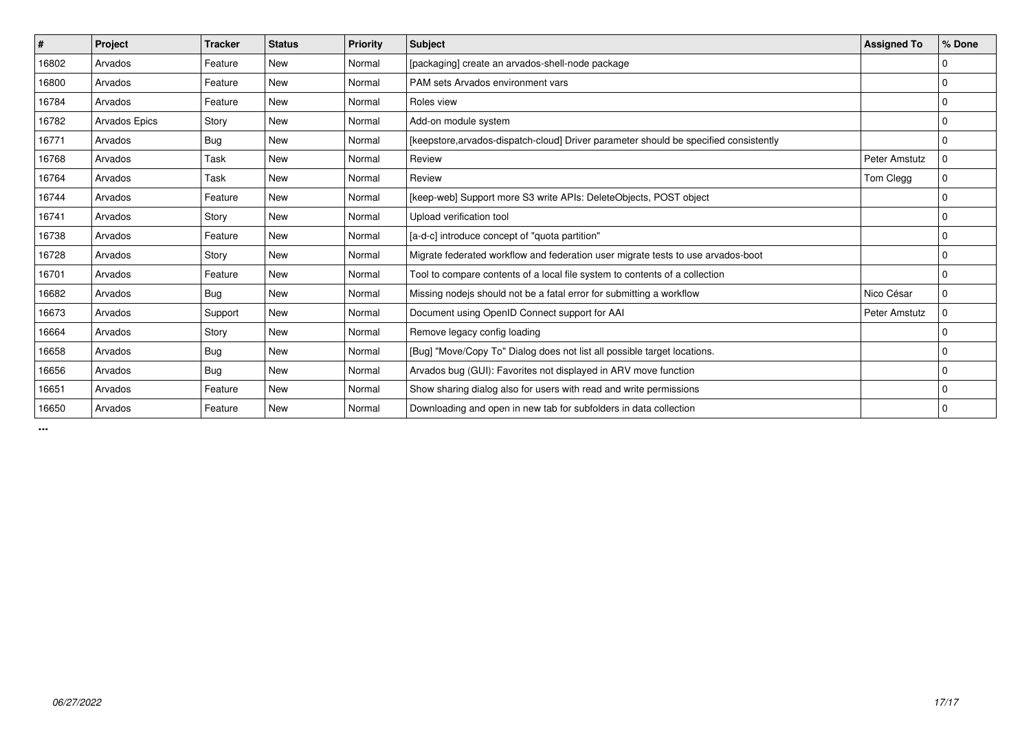| # | Project | Tracker | Status | Priority | Subject | Assigned To | % Done |
|---|---|---|---|---|---|---|---|
| 16802 | Arvados | Feature | New | Normal | [packaging] create an arvados-shell-node package | | 0 |
| 16800 | Arvados | Feature | New | Normal | PAM sets Arvados environment vars | | 0 |
| 16784 | Arvados | Feature | New | Normal | Roles view | | 0 |
| 16782 | Arvados Epics | Story | New | Normal | Add-on module system | | 0 |
| 16771 | Arvados | Bug | New | Normal | [keepstore,arvados-dispatch-cloud] Driver parameter should be specified consistently | | 0 |
| 16768 | Arvados | Task | New | Normal | Review | Peter Amstutz | 0 |
| 16764 | Arvados | Task | New | Normal | Review | Tom Clegg | 0 |
| 16744 | Arvados | Feature | New | Normal | [keep-web] Support more S3 write APIs: DeleteObjects, POST object | | 0 |
| 16741 | Arvados | Story | New | Normal | Upload verification tool | | 0 |
| 16738 | Arvados | Feature | New | Normal | [a-d-c] introduce concept of "quota partition" | | 0 |
| 16728 | Arvados | Story | New | Normal | Migrate federated workflow and federation user migrate tests to use arvados-boot | | 0 |
| 16701 | Arvados | Feature | New | Normal | Tool to compare contents of a local file system to contents of a collection | | 0 |
| 16682 | Arvados | Bug | New | Normal | Missing nodejs should not be a fatal error for submitting a workflow | Nico César | 0 |
| 16673 | Arvados | Support | New | Normal | Document using OpenID Connect support for AAI | Peter Amstutz | 0 |
| 16664 | Arvados | Story | New | Normal | Remove legacy config loading | | 0 |
| 16658 | Arvados | Bug | New | Normal | [Bug] "Move/Copy To" Dialog does not list all possible target locations. | | 0 |
| 16656 | Arvados | Bug | New | Normal | Arvados bug (GUI): Favorites not displayed in ARV move function | | 0 |
| 16651 | Arvados | Feature | New | Normal | Show sharing dialog also for users with read and write permissions | | 0 |
| 16650 | Arvados | Feature | New | Normal | Downloading and open in new tab for subfolders in data collection | | 0 |

...